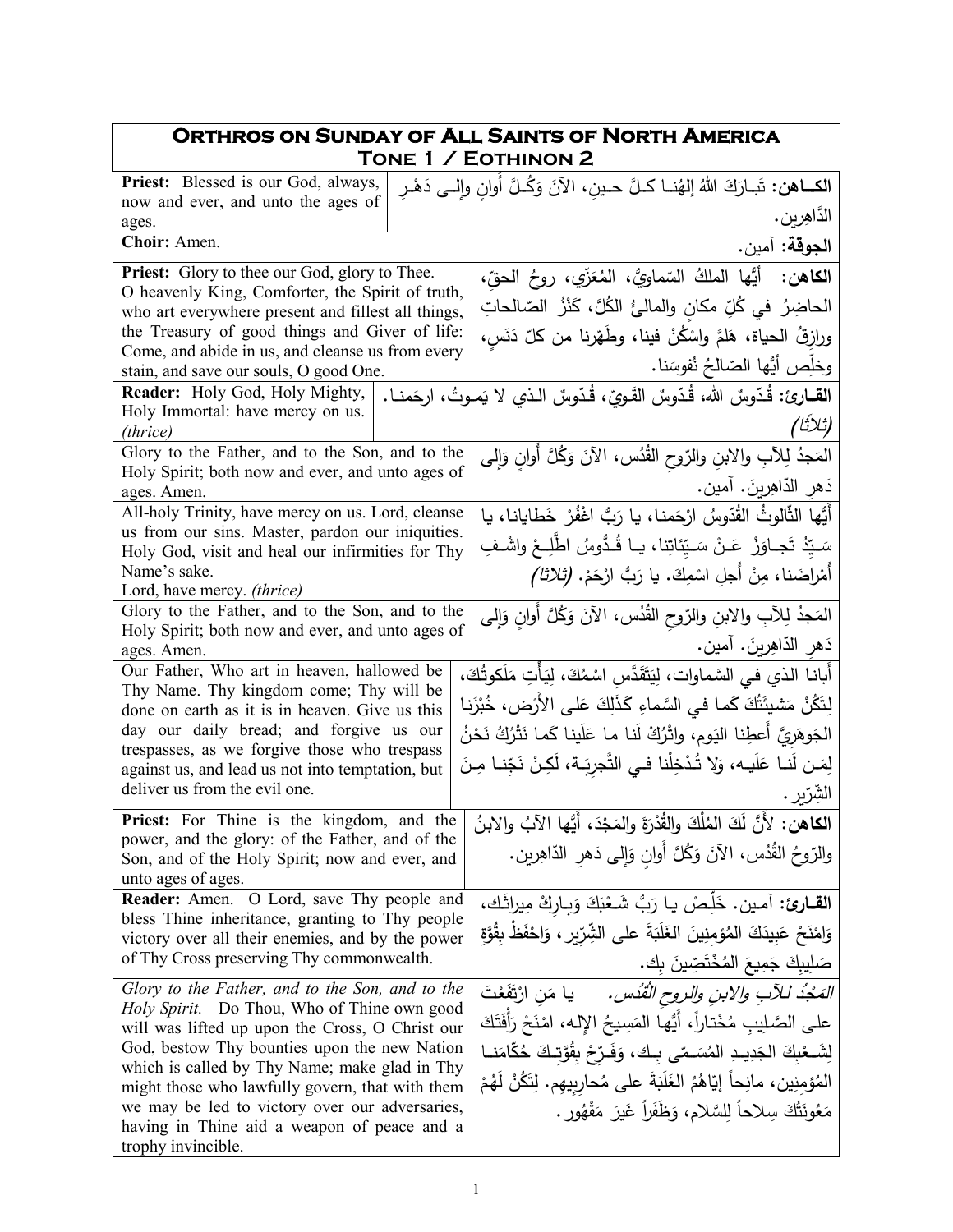| **Orthros on Sunday of All Saints of North America**<br>**Tone 1 / Eothinon 2** | |
|---|---|
| **Priest:** Blessed is our God, always, now and ever, and unto the ages of ages. | **الكــاهن:** تَبـارَكَ اللهُ إلهُنـا كـلَّ حـينٍ، الآنَ وَكُـلَّ أوانٍ وإلــى دَهْـرِ الدَّاهِرين. |
| **Choir:** Amen. | **الجوقة:** آمين. |
| **Priest:** Glory to thee our God, glory to Thee. O heavenly King, Comforter, the Spirit of truth, who art everywhere present and fillest all things, the Treasury of good things and Giver of life: Come, and abide in us, and cleanse us from every stain, and save our souls, O good One. | **الكاهن:** أيُّها الملكُ السّماويُّ، المُعَزّي، روحُ الحقّ، الحاضِرُ في كُلِّ مكانٍ والمالئُ الكُلَّ، كَنْزُ الصّالحاتِ ورازِقُ الحياة، هَلُمَّ واسْكُنْ فينا، وطَهّرنا من كلّ دَنَسٍ، وخلِّص أيُّها الصّالحُ نُفوسَنا. |
| **Reader:** Holy God, Holy Mighty, Holy Immortal: have mercy on us. *(thrice)* | **القـارئ:** قُدّوسٌ الله، قُدّوسٌ القَويّ، قُدّوسٌ الـذي لا يَمـوتُ، ارحَمنـا. *(ثلاثًا)* |
| Glory to the Father, and to the Son, and to the Holy Spirit; both now and ever, and unto ages of ages. Amen. | المَجدُ لِلآبِ والابنِ والرّوحِ القُدُس، الآنَ وَكُلَّ أوانٍ وَإلى دَهرِ الدّاهِرينَ. آمين. |
| All-holy Trinity, have mercy on us. Lord, cleanse us from our sins. Master, pardon our iniquities. Holy God, visit and heal our infirmities for Thy Name's sake.<br>Lord, have mercy. *(thrice)* | أيُّها الثّالوثُ القُدّوسُ ارْحَمنا، يا رَبُّ اغْفُرْ خَطايانا، يا سَيِّدُ تَجـاوَزْ عَـنْ سَـيِّئاتِنا، يـا قُـدُّوسُ اطَّلِـعْ واشْـفِ أمْراضَنا، مِنْ أَجلِ اسْمِكَ. يا رَبُّ ارْحَمْ. *(ثلاثًا)* |
| Glory to the Father, and to the Son, and to the Holy Spirit; both now and ever, and unto ages of ages. Amen. | المَجدُ لِلآبِ والابنِ والرّوحِ القُدُس، الآنَ وَكُلَّ أوانٍ وَإلى دَهرِ الدّاهِرينَ. آمين. |
| Our Father, Who art in heaven, hallowed be Thy Name. Thy kingdom come; Thy will be done on earth as it is in heaven. Give us this day our daily bread; and forgive us our trespasses, as we forgive those who trespass against us, and lead us not into temptation, but deliver us from the evil one. | أبانا الذي في السَّماوات، لِيَتَقَدَّسِ اسْمُكَ، لِيَأْتِ مَلَكوتُكَ، لِتَكُنْ مَشيئَتُكَ كَما في السَّماءِ كَذلِكَ عَلى الأَرض، خُبْزَنا الجَوهَرِيَّ أَعطِنا اليَوم، واتْرُكْ لَنا ما عَلَينا كَما نَتْرُكُ نَحْنُ لِمَن لَنـا عَلَيـه، وَلا تُـدْخِلْنا فـي التَّجرِبَـة، لَكِـنْ نَجِّنـا مِـنَ الشِّرّير. |
| **Priest:** For Thine is the kingdom, and the power, and the glory: of the Father, and of the Son, and of the Holy Spirit; now and ever, and unto ages of ages. | **الكاهن:** لأَنَّ لَكَ المُلْكَ والقُدْرَةَ والمَجْدَ، أيُّها الآبُ والابنُ والرّوحُ القُدُس، الآنَ وَكُلَّ أوانٍ وَإلى دَهرِ الدّاهِرين. |
| **Reader:** Amen. O Lord, save Thy people and bless Thine inheritance, granting to Thy people victory over all their enemies, and by the power of Thy Cross preserving Thy commonwealth. | **القـارئ:** آمين. خَلِّصْ يـا رَبُّ شَـعْبَكَ وَبـارِكْ ميراثَـك، وَامْنَحْ عَبيدَكَ المُؤمِنينَ الغَلَبَةَ على الشِّرّير، وَاحْفَظْ بِقُوَّةِ صَليبِكَ جَميعَ المُخْتَصِّينَ بِك. |
| *Glory to the Father, and to the Son, and to the Holy Spirit.* Do Thou, Who of Thine own good will was lifted up upon the Cross, O Christ our God, bestow Thy bounties upon the new Nation which is called by Thy Name; make glad in Thy might those who lawfully govern, that with them we may be led to victory over our adversaries, having in Thine aid a weapon of peace and a trophy invincible. | *المَجْدُ لـلآبِ والابنِ والروحِ القُدُس.* يا مَن ارْتَفَعْتَ على الصَّليبِ مُخْتاراً، أيُّها المَسيحُ الإلـه، امْنَحْ رَأْفَتَكَ لِشَـعْبِكَ الجَديـدِ المُسَـمّى بِـك، وَفَـرِّحْ بِقُوَّتِـكَ حُكّامَنـا المُؤمِنين، مانِحاً إيّاهُمُ الغَلَبَةَ على مُحارِبِيهِم. لِتَكُنْ لَهُمْ مَعُونَتُكَ سِلاحاً لِلسَّلام، وَظَفَراً غَيرَ مَقْهُور. |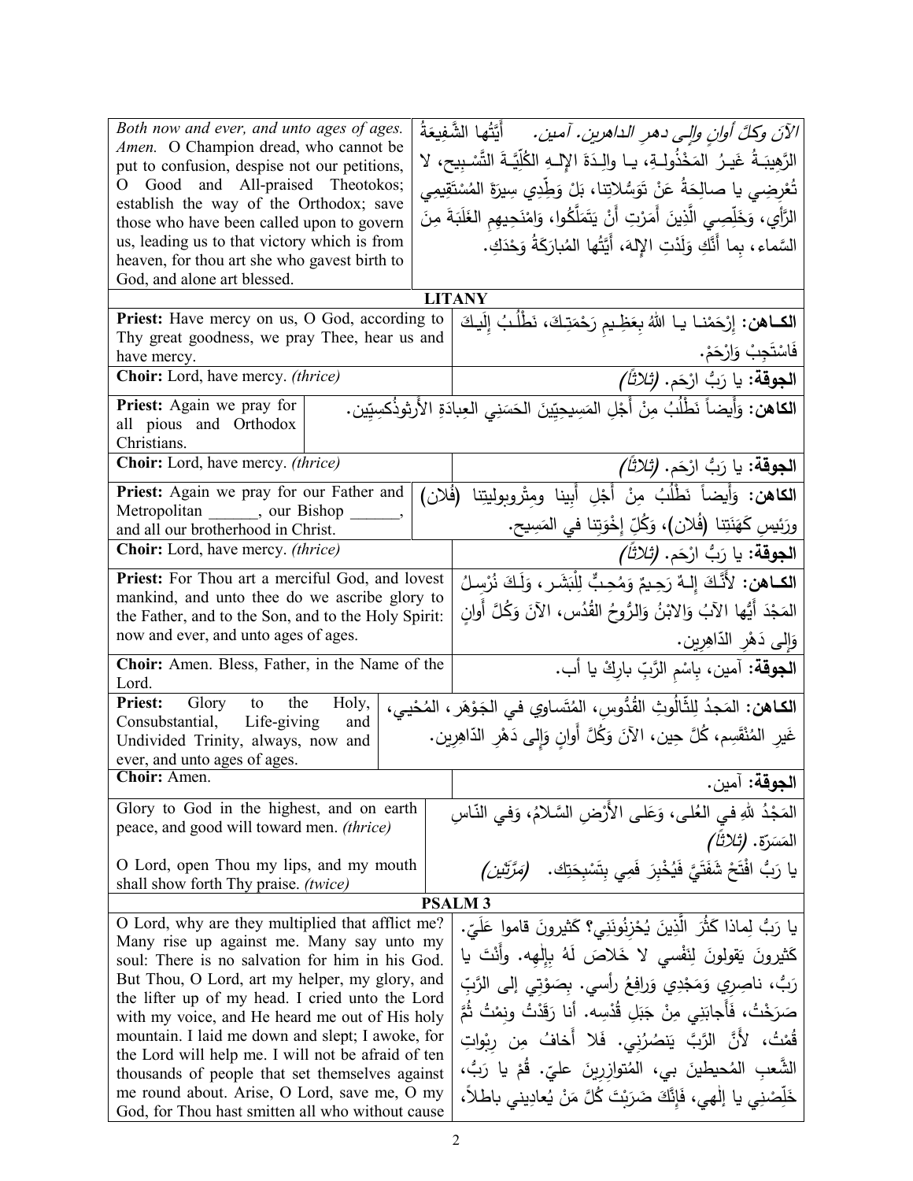| | |
|---|---|
| *Both now and ever, and unto ages of ages. Amen.* O Champion dread, who cannot be put to confusion, despise not our petitions, O Good and All-praised Theotokos; establish the way of the Orthodox; save those who have been called upon to govern us, leading us to that victory which is from heaven, for thou art she who gavest birth to God, and alone art blessed. | *الآنَ وكلَّ أوانٍ وإلى دهرِ الداهرين. آمين.* أيَّتُها الشَّفيعَةُ الرَّهيبَـةُ غَيـرُ المَخْذولَـةِ، يـا والِـدَةَ الإلـهِ الكُلِّيَّـةَ التَّسْـبيح، لا تُعْرِضي يا صالِحَةُ عَنْ تَوَسُّلاتِنا، بَلْ وَطِّدي سِيرَةَ المُسْتَقيمِي الرَّأي، وَخَلِّصِي الَّذِينَ أَمَرْتِ أَنْ يَتَمَلَّكُوا، وَامْنَحِيهِم الغَلَبَةَ مِنَ السَّماء، بِما أَنَّكِ وَلَدْتِ الإلهَ، أَيَّتُها المُبارَكَةُ وَحْدَكِ. |

**LITANY**

| | |
|---|---|
| **Priest:** Have mercy on us, O God, according to Thy great goodness, we pray Thee, hear us and have mercy. | **الكـاهن:** إرْحَمْنـا يـا اللهُ بِعَظِـيمِ رَحْمَتِـكَ، نَطْلُـبُ إلَيـكَ فَاسْتَجِبْ وَارْحَمْ. |
| **Choir:** Lord, have mercy. *(thrice)* | **الجوقة:** يا رَبُّ ارْحَم. *(ثلاثاً)* |
| **Priest:** Again we pray for all pious and Orthodox Christians. | **الكاهن:** وَأَيضاً نَطْلُبُ مِنْ أَجْلِ المَسِيحِيّينَ الحَسَنِي العِبادَةِ الأَرثوذُكسِيّين. |
| **Choir:** Lord, have mercy. *(thrice)* | **الجوقة:** يا رَبُّ ارْحَم. *(ثلاثاً)* |
| **Priest:** Again we pray for our Father and Metropolitan ______, our Bishop ______, and all our brotherhood in Christ. | **الكاهن:** وَأَيضاً نَطْلُبُ مِنْ أَجْلِ أَبِينا ومِتْروبوليتِنا (فُلان) ورَئيسِ كَهَنَتِنا (فُلان)، وَكُلِّ إخْوَتِنا في المَسِيح. |
| **Choir:** Lord, have mercy. *(thrice)* | **الجوقة:** يا رَبُّ ارْحَم. *(ثلاثاً)* |
| **Priest:** For Thou art a merciful God, and lovest mankind, and unto thee do we ascribe glory to the Father, and to the Son, and to the Holy Spirit: now and ever, and unto ages of ages. | **الكـاهن:** لأَنَّكَ إلـهٌ رَحِيمٌ وَمُحِبٌّ لِلْبَشَـر، وَلَـكَ نُرْسِـلُ المَجْدَ أَيُّها الآبُ وَالابْنُ وَالرُّوحُ القُدُس، الآنَ وَكُلَّ أَوانٍ وَإِلى دَهْرِ الدّاهِرين. |
| **Choir:** Amen. Bless, Father, in the Name of the Lord. | **الجوقة:** آمين، بِاسْمِ الرَّبِّ بارِكْ يا أب. |
| **Priest:** Glory to the Holy, Consubstantial, Life-giving and Undivided Trinity, always, now and ever, and unto ages of ages. | **الكاهن:** المَجدُ لِلثَّالُوثِ القُدُّوس، المُتَساوِي في الجَوْهَر، المُحْيي، غَيرِ المُنْقَسِم، كُلَّ حِين، الآنَ وَكُلَّ أَوانٍ وَإِلى دَهْرِ الدّاهِرين. |
| **Choir:** Amen. | **الجوقة:** آمين. |
| Glory to God in the highest, and on earth peace, and good will toward men. *(thrice)*<br><br>O Lord, open Thou my lips, and my mouth shall show forth Thy praise. *(twice)* | المَجْدُ للهِ في العُلى، وَعَلى الأَرْضِ السَّلامُ، وَفي النّاسِ المَسَرّة. *(ثلاثاً)*<br><br>يا رَبُّ افْتَحْ شَفَتَيَّ فَيُخْبِرَ فَمِي بِتَسْبِحَتِك. *(مَرَّتَين)* |

**PSALM 3**

| | |
|---|---|
| O Lord, why are they multiplied that afflict me? Many rise up against me. Many say unto my soul: There is no salvation for him in his God. But Thou, O Lord, art my helper, my glory, and the lifter up of my head. I cried unto the Lord with my voice, and He heard me out of His holy mountain. I laid me down and slept; I awoke, for the Lord will help me. I will not be afraid of ten thousands of people that set themselves against me round about. Arise, O Lord, save me, O my God, for Thou hast smitten all who without cause | يا رَبُّ لِماذا كَثُرَ الَّذِينَ يُحْزِنُونَنِي؟ كَثيرونَ قاموا عَلَيّ. كَثيرونَ يَقولونَ لِنَفْسي لا خَلاصَ لَهُ بِإلٰهِهِ. وأَنْتَ يا رَبُّ، ناصِرِي وَمَجْدِي وَرافِعُ رأسي. بِصَوْتِي إلى الرَّبِّ صَرَخْتُ، فَأَجابَنِي مِنْ جَبَلِ قُدْسِه. أنا رَقَدْتُ ونِمْتُ ثُمَّ قُمْتُ، لأَنَّ الرَّبَّ يَنصُرُني. فَلا أَخافُ مِن رِبْواتِ الشَّعبِ المُحيطينَ بي، المُتوازِرِينَ عليّ. قُمْ يا رَبُّ، خَلِّصْنِي يا إلٰهي، فَإِنَّكَ ضَرَبْتَ كُلَّ مَنْ يُعادِيني باطلاً، |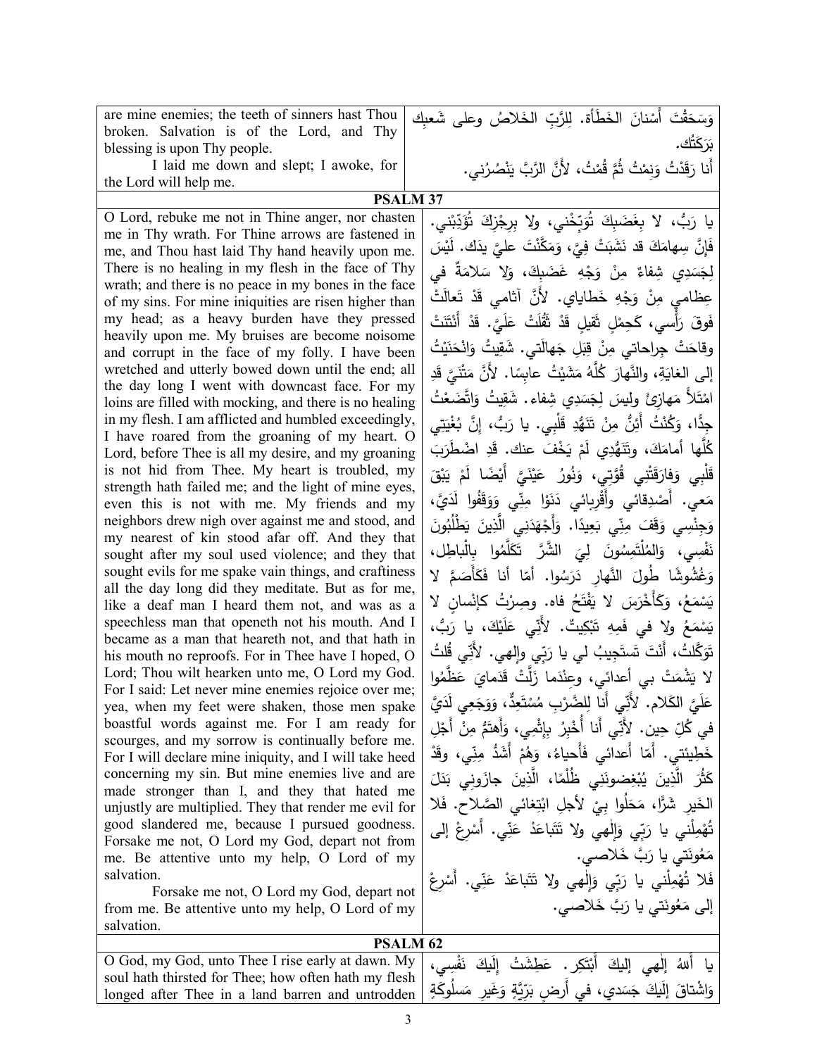| | |
|---|---|
| are mine enemies; the teeth of sinners hast Thou broken. Salvation is of the Lord, and Thy blessing is upon Thy people. | وَسَحَقْتَ أَسْنانَ الخَطَأة. لِلرَّبِّ الخَلاصُ وعلى شَعبِك بَرَكَتُك. |
| I laid me down and slept; I awoke, for the Lord will help me. | أنا رَقَدْتُ وَنِمْتُ ثُمَّ قُمْتُ، لأَنَّ الرَّبَّ يَنْصُرُني. |

**PSALM 37**

| | |
|---|---|
| O Lord, rebuke me not in Thine anger, nor chasten me in Thy wrath. For Thine arrows are fastened in me, and Thou hast laid Thy hand heavily upon me. There is no healing in my flesh in the face of Thy wrath; and there is no peace in my bones in the face of my sins. For mine iniquities are risen higher than my head; as a heavy burden have they pressed heavily upon me. My bruises are become noisome and corrupt in the face of my folly. I have been wretched and utterly bowed down until the end; all the day long I went with downcast face. For my loins are filled with mocking, and there is no healing in my flesh. I am afflicted and humbled exceedingly, I have roared from the groaning of my heart. O Lord, before Thee is all my desire, and my groaning is not hid from Thee. My heart is troubled, my strength hath failed me; and the light of mine eyes, even this is not with me. My friends and my neighbors drew nigh over against me and stood, and my nearest of kin stood afar off. And they that sought after my soul used violence; and they that sought evils for me spake vain things, and craftiness all the day long did they meditate. But as for me, like a deaf man I heard them not, and was as a speechless man that openeth not his mouth. And I became as a man that heareth not, and that hath in his mouth no reproofs. For in Thee have I hoped, O Lord; Thou wilt hearken unto me, O Lord my God. For I said: Let never mine enemies rejoice over me; yea, when my feet were shaken, those men spake boastful words against me. For I am ready for scourges, and my sorrow is continually before me. For I will declare mine iniquity, and I will take heed concerning my sin. But mine enemies live and are made stronger than I, and they that hated me unjustly are multiplied. They that render me evil for good slandered me, because I pursued goodness. Forsake me not, O Lord my God, depart not from me. Be attentive unto my help, O Lord of my salvation. | يا رَبُّ، لا بِغَضَبِكَ تُوَبِّخْني، ولا بِرِجْزِكَ تُؤَدِّبْني. فَإِنَّ سِهامَكَ قد نَشَبَتْ فِيَّ، وَمَكَّنْتَ عليَّ يدَك. لَيْسَ لِجَسَدِي شِفاءٌ مِنْ وَجْهِ غَضَبِكَ، وَلا سَلامَةٌ في عِظامي مِنْ وَجْهِ خَطاياي. لأَنَّ آثامي قَدْ تَعالَتْ فَوقَ رَأْسي، كَحِمْلٍ ثَقيلٍ قَدْ ثَقُلَتْ عَلَيَّ. قَدْ أَنْتَنَتْ وقاحَتْ جِراحاتي مِنْ قِبَلِ جَهالَتي. شَقِيتُ وَانْحَنَيْتُ إلى الغايَةِ، والنَّهارَ كُلَّهُ مَشَيْتُ عابِسًا. لأَنَّ مَتْنَيَّ قَدِ امْتَلأَ مَهازِئَ وليسَ لِجَسَدِي شِفاء. شَقِيتُ وَاتَّضَعْتُ جِدًّا، وَكُنْتُ أَئِنُّ مِنْ تَنَهُّدِ قَلْبِي. يا رَبُّ، إِنَّ بُغْيَتِي كُلَّها أَمامَكَ، وتَنَهُّدِي لَمْ يَخْفَ عنك. قَدِ اضْطَرَبَ قَلْبِي وَفارَقَتْنِي قُوَّتِي، وَنُورُ عَيْنَيَّ أَيْضًا لَمْ يَبْقَ مَعي. أَصْدِقائي وَأَقْرِبائي دَنَوْا مِنِّي وَوَقَفُوا لَدَيَّ، وَجِنْسِي وَقَفَ مِنِّي بَعِيدًا. وَأَجْهَدَنِي الَّذِينَ يَطْلُبُونَ نَفْسِي، وَالمُلْتَمِسُونَ لِيَ الشَّرَّ تَكَلَّمُوا بِالْباطِلِ، وَغُشُوشًا طُولَ النَّهارِ دَرَسُوا. أَمّا أنا فَكَأَصَمَّ لا يَسْمَعُ، وَكَأَخْرَسَ لا يَفْتَحُ فاه. وصِرْتُ كإِنْسانٍ لا يَسْمَعُ ولا في فَمِهِ تَبْكِيتٌ. لأَنِّي عَلَيْكَ، يا رَبُّ، تَوَكَّلتُ، أَنْتَ تَستَجِيبُ لي يا رَبِّي وإلهي. لأَنِّي قُلتُ لا يَشْمَتْ بي أعدائي، وعِنْدَما زَلَّتْ قَدَمايَ عَظَّمُوا عَلَيَّ الكَلام. لأَنِّي أَنا لِلضَّرْبِ مُسْتَعِدٌّ، وَوَجَعِي لَدَيَّ في كُلِّ حِين. لأَنِّي أَنا أُخْبِرُ بِإِثْمِي، وَأَهتَمُّ مِنْ أَجْلِ خَطِيئَتي. أَمّا أَعدائي فَأَحياءُ، وَهُمْ أَشَدُّ مِنِّي، وقَدْ كَثُرَ الَّذِينَ يُبْغِضونَنِي ظُلْمًا، الَّذِينَ جازَوني بَدَلَ الخَيرِ شَرًّا، مَحَلُوا بِيْ لأجلِ ابْتِغائي الصَّلاح. فَلا تُهْمِلْني يا رَبِّي وَإلٰهي ولا تَتَباعَدْ عَنِّي. أَسْرِعْ إلى مَعُونَتي يا رَبَّ خَلاصي. |
| Forsake me not, O Lord my God, depart not from me. Be attentive unto my help, O Lord of my salvation. | فَلا تُهْمِلْني يا رَبِّي وَإلٰهي ولا تَتَباعَدْ عَنِّي. أَسْرِعْ إلى مَعُونَتي يا رَبَّ خَلاصي. |

**PSALM 62**

| | |
|---|---|
| O God, my God, unto Thee I rise early at dawn. My soul hath thirsted for Thee; how often hath my flesh longed after Thee in a land barren and untrodden | يا أَللهُ إلٰهي إليكَ أَبْتَكِر. عَطِشَتْ إِلَيكَ نَفْسِي، وَاشْتاقَ إِلَيكَ جَسَدي، في أَرضٍ بَرِّيَّةٍ وَغَيرِ مَسلُوكَةٍ |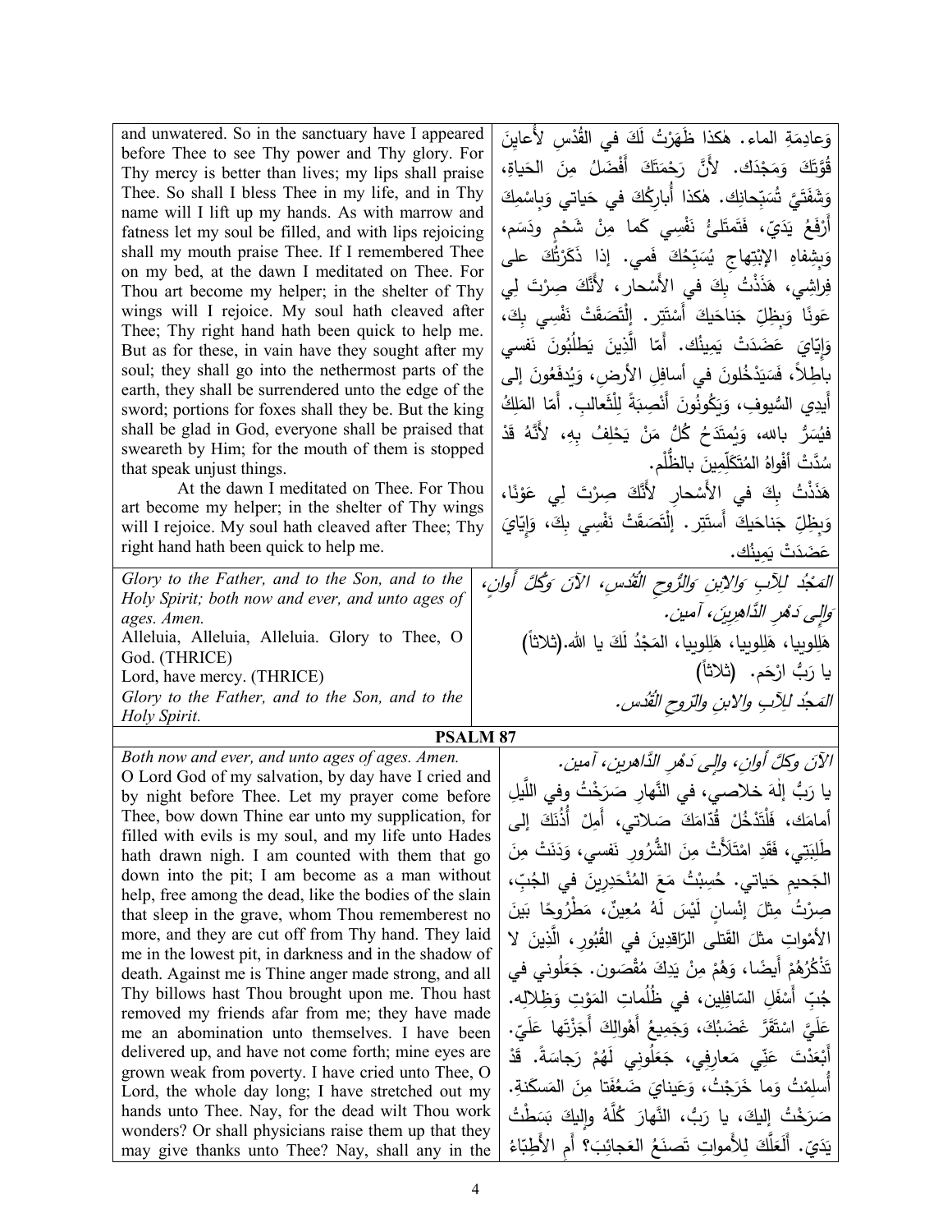and unwatered. So in the sanctuary have I appeared before Thee to see Thy power and Thy glory. For Thy mercy is better than lives; my lips shall praise Thee. So shall I bless Thee in my life, and in Thy name will I lift up my hands. As with marrow and fatness let my soul be filled, and with lips rejoicing shall my mouth praise Thee. If I remembered Thee on my bed, at the dawn I meditated on Thee. For Thou art become my helper; in the shelter of Thy wings will I rejoice. My soul hath cleaved after Thee; Thy right hand hath been quick to help me. But as for these, in vain have they sought after my soul; they shall go into the nethermost parts of the earth, they shall be surrendered unto the edge of the sword; portions for foxes shall they be. But the king shall be glad in God, everyone shall be praised that sweareth by Him; for the mouth of them is stopped that speak unjust things.

At the dawn I meditated on Thee. For Thou art become my helper; in the shelter of Thy wings will I rejoice. My soul hath cleaved after Thee; Thy right hand hath been quick to help me.

وَعادِمَةِ الماء. هٰكذا ظَهَرْتُ لَكَ في القُدْسِ لأُعايِنَ قُوَّتَكَ وَمَجْدَك. لأنَّ رَحْمَتَكَ أَفْضَلُ مِنَ الحَياةِ، وَشَفَتَيَّ تُسَبِّحانِك. هٰكذا أُبارِكُكَ في حَياتي وَبِاسْمِكَ أَرْفَعُ يَدَيّ، فَتَمتَلئُ نَفْسِي كَما مِنْ شَحْمٍ ودَسَم، وَبِشِفاهِ الإبْتِهاجِ يُسَبِّحُكَ فَمي. إذا ذَكَرْتُكَ على فِراشِي، هَذَذْتُ بِكَ في الأَسْحار، لأَنَّكَ صِرْتَ لِي عَونًا وَبِظِلِّ جَناحَيكَ أَسْتَتِر. إِلْتَصَقَتْ نَفْسِي بِكَ، وَإِيّايَ عَضَدَتْ يَمينُك. أَمّا الَّذِينَ يَطلُبُونَ نَفسي باطِلاً، فَسَيَدْخُلونَ في أسافِلِ الأرضِ، وَيُدفَعُونَ إلى أَيدِي السُّيوفِ، وَيَكُونُونَ أَنْصِبَةً لِلْثَّعالب. أَمّا المَلِكُ فيُسَرُّ بالله، وَيُمتَدَحُ كُلُّ مَنْ يَحْلِفُ بِهِ، لأَنَّهُ قَدْ سُدَّتْ أَفْواهُ المُتَكَلِّمِينَ بالظُّلْم.

هَذَذْتُ بِكَ في الأَسْحارِ لأَنَّكَ صِرْتَ لِي عَوْنًا، وَبِظِلِّ جَناحَيكَ أَستَتِر. إِلْتَصَقَتْ نَفْسِي بِكَ، وَإِيّايَ عَضَدَتْ يَمِينُك.

*Glory to the Father, and to the Son, and to the Holy Spirit; both now and ever, and unto ages of ages. Amen.*

*المَجْدُ لِلآبِ وَالابنِ وَالرُّوحِ القُدُسِ، الآنَ وَكُلَّ أوانٍ، وَإِلى دَهْرِ الدَّاهِرِينَ، آمين.*

Alleluia, Alleluia, Alleluia. Glory to Thee, O God. (THRICE)

هَلِلوِيا، هَلِلوِيا، هَلِلوِيا، المَجْدُ لَكَ يا الله.(ثلاثاً)

Lord, have mercy. (THRICE)

يا رَبُّ ارْحَم. (ثلاثاً)

*Glory to the Father, and to the Son, and to the Holy Spirit.*

*المَجدُ لِلآبِ والابنِ والرّوحِ القُدُس.*

## PSALM 87

*Both now and ever, and unto ages of ages. Amen.*

O Lord God of my salvation, by day have I cried and by night before Thee. Let my prayer come before Thee, bow down Thine ear unto my supplication, for filled with evils is my soul, and my life unto Hades hath drawn nigh. I am counted with them that go down into the pit; I am become as a man without help, free among the dead, like the bodies of the slain that sleep in the grave, whom Thou rememberest no more, and they are cut off from Thy hand. They laid me in the lowest pit, in darkness and in the shadow of death. Against me is Thine anger made strong, and all Thy billows hast Thou brought upon me. Thou hast removed my friends afar from me; they have made me an abomination unto themselves. I have been delivered up, and have not come forth; mine eyes are grown weak from poverty. I have cried unto Thee, O Lord, the whole day long; I have stretched out my hands unto Thee. Nay, for the dead wilt Thou work wonders? Or shall physicians raise them up that they may give thanks unto Thee? Nay, shall any in the

*الآنَ وكلَّ أوانٍ، وإلى دَهْرِ الدَّاهرين، آمين.*

يا رَبُّ إلٰهَ خلاصي، في النَّهارِ صَرَخْتُ وفي اللَّيلِ أمامَك، فَلْتَدْخُلْ قُدّامَكَ صَلاتي، أَمِلْ أُذُنَكَ إلى طَلِبَتي، فَقَدِ امْتَلأَتْ مِنَ الشُّرُورِ نَفسي، وَدَنَتْ مِنَ الجَحيمِ حَياتي. حُسِبْتُ مَعَ المُنْحَدِرِينَ في الجُبِّ، صِرْتُ مِثلَ إنْسانٍ لَيْسَ لَهُ مُعِينٌ، مَطْرُوحًا بَينَ الأمْواتِ مثلَ القَتلى الرّاقِدِينَ في القُبُورِ، الَّذِينَ لا تَذْكُرُهُمْ أَيضًا، وَهُمْ مِنْ يَدِكَ مُقْصَون. جَعَلُوني في جُبِّ أَسْفَلِ السّافِلِين، في ظُلُماتِ المَوْتِ وَظِلالِه. عَلَيَّ اسْتَقَرَّ غَضَبُكَ، وَجَميعُ أَهْوالِكَ أَجَزْتَها عَلَيّ. أَبْعَدْتَ عَنِّي مَعارِفِي، جَعَلُوني لَهُمْ رَجاسَةً. قَدْ أُسلِمْتُ وَما خَرَجْتُ، وَعَيناي ضَعُفَتا مِنَ المَسكَنةِ. صَرَخْتُ إليكَ، يا رَبُّ، النَّهارَ كُلَّهُ وإليكَ بَسَطْتُ يَدَيّ. أَلَعَلَّكَ لِلأَمواتِ تَصنَعُ العَجائِبَ؟ أَمِ الأَطِبّاءُ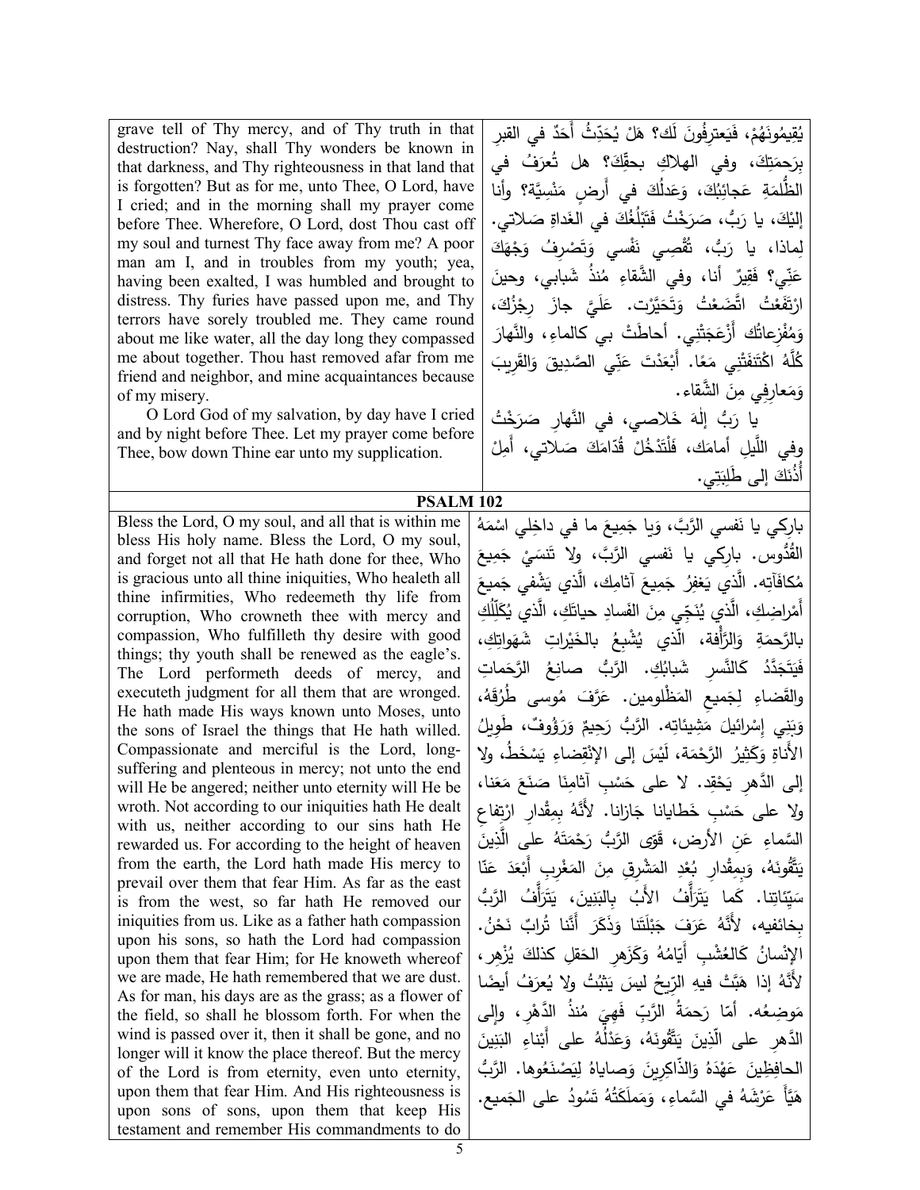| | |
|---|---|
| grave tell of Thy mercy, and of Thy truth in that destruction? Nay, shall Thy wonders be known in that darkness, and Thy righteousness in that land that is forgotten? But as for me, unto Thee, O Lord, have I cried; and in the morning shall my prayer come before Thee. Wherefore, O Lord, dost Thou cast off my soul and turnest Thy face away from me? A poor man am I, and in troubles from my youth; yea, having been exalted, I was humbled and brought to distress. Thy furies have passed upon me, and Thy terrors have sorely troubled me. They came round about me like water, all the day long they compassed me about together. Thou hast removed afar from me friend and neighbor, and mine acquaintances because of my misery.<br>O Lord God of my salvation, by day have I cried and by night before Thee. Let my prayer come before Thee, bow down Thine ear unto my supplication. | يُقِيمُونَهُمْ، فَيَعترِفُونَ لَكَ؟ هَلْ يُحَدِّثُ أَحَدٌ في القبرِ بِرَحمَتِكَ، وفي الهلاكِ بحقِّكَ؟ هل تُعرَفُ في الظُّلمَةِ عَجائِبُكَ، وَعَدلُكَ في أرضٍ مَنْسِيَّة؟ وأنا إليْكَ، يا رَبُّ، صَرَخْتُ فَتَبْلُغُكَ في الغَداةِ صَلاتي. لِماذا، يا رَبُّ، تُقْصِي نَفْسي وَتَصْرِفُ وَجْهَكَ عَنّي؟ فَقِيرٌ أنا، وفي الشَّقاءِ مُنذُ شَبابي، وحينَ ارْتَفَعْتُ اتَّضَعْتُ وَتَحَيَّرْت. عَلَيَّ جازَ رِجْزُكَ، وَمُفْزِعاتُكَ أَزْعَجَتْني. أحاطَتْ بي كالماءِ، والنَّهارَ كُلَّهُ اكْتَنَفَتْني مَعًا. أَبْعَدْتَ عَنّي الصَّدِيقَ وَالقَرِيبَ وَمَعارِفِي مِنَ الشَّقاء.<br>يا رَبُّ إلَهَ خَلاصي، في النَّهارِ صَرَخْتُ وفي اللَّيلِ أمامَك، فَلْتَدْخُلْ قُدّامَكَ صَلاتي، أَمِلْ أُذُنَكَ إلى طَلِبَتِي. |

**PSALM 102**

| | |
|---|---|
| Bless the Lord, O my soul, and all that is within me bless His holy name. Bless the Lord, O my soul, and forget not all that He hath done for thee, Who is gracious unto all thine iniquities, Who healeth all thine infirmities, Who redeemeth thy life from corruption, Who crowneth thee with mercy and compassion, Who fulfilleth thy desire with good things; thy youth shall be renewed as the eagle's. The Lord performeth deeds of mercy, and executeth judgment for all them that are wronged. He hath made His ways known unto Moses, unto the sons of Israel the things that He hath willed. Compassionate and merciful is the Lord, long-suffering and plenteous in mercy; not unto the end will He be angered; neither unto eternity will He be wroth. Not according to our iniquities hath He dealt with us, neither according to our sins hath He rewarded us. For according to the height of heaven from the earth, the Lord hath made His mercy to prevail over them that fear Him. As far as the east is from the west, so far hath He removed our iniquities from us. Like as a father hath compassion upon his sons, so hath the Lord had compassion upon them that fear Him; for He knoweth whereof we are made, He hath remembered that we are dust. As for man, his days are as the grass; as a flower of the field, so shall he blossom forth. For when the wind is passed over it, then it shall be gone, and no longer will it know the place thereof. But the mercy of the Lord is from eternity, even unto eternity, upon them that fear Him. And His righteousness is upon sons of sons, upon them that keep His testament and remember His commandments to do | بارِكي يا نَفسي الرَّبَّ، وَيا جَمِيعَ ما في داخِلي اسْمَهُ القُدُّوس. بارِكي يا نَفسي الرَّبَّ، ولا تَنسَيْ جَمِيعَ مُكافَآتِه. الَّذي يَغفِرُ جَمِيعَ آثامِك، الَّذي يَشْفِي جَمِيعَ أَمْراضِك، الَّذي يُنَجِّي مِنَ الفَسادِ حياتَكِ، الَّذي يُكَلِّلُكِ بالرَّحمَةِ وَالرَّأْفة، الَّذي يُشْبِعُ بالخَيْراتِ شَهَواتِكِ، فَيَتَجَدَّدُ كالنَّسرِ شَبابُكِ. الرَّبُّ صانِعُ الرَّحَماتِ والقَضاءِ لِجَمِيعِ المَظْلومين. عَرَّفَ مُوسى طُرُقَهُ، وَبَنِي إسْرائيلَ مَشِيئاتِه. الرَّبُّ رَحِيمٌ وَرَؤُوفٌ، طَوِيلُ الأَناةِ وَكَثِيرُ الرَّحْمَة، لَيْسَ إلى الإنْقِضاءِ يَسْخَطُ، ولا إلى الدَّهرِ يَحْقِد. لا على حَسْبِ آثامِنا صَنَعَ مَعَنا، ولا على حَسْبِ خَطايانا جَازانا. لأَنَّهُ بِمِقْدارِ ارْتِفاعِ السَّماءِ عَنِ الأرض، قَوّى الرَّبُّ رَحْمَتَهُ على الَّذِينَ يَتَّقُونَهُ، وَبِمِقْدارِ بُعْدِ المَشْرِقِ مِنَ المَغْرِبِ أَبْعَدَ عَنّا سَيِّئاتِنا. كَما يَتَرَأَّفُ الأَبُ بالبَنِينَ، يَتَرَأَّفُ الرَّبُّ بِخائفيه، لأَنَّهُ عَرَفَ جَبْلَتَنا وَذَكَرَ أَنَّنا تُرابٌ نَحْنُ. الإنْسانُ كالعُشْبِ أَيّامُهُ وَكَزَهرِ الحَقلِ كذلكَ يُزْهِر، لأَنَّهُ إذا هَبَّتْ فيهِ الرِّيحُ ليسَ يَثبُتُ ولا يُعرَفُ أيضًا مَوضِعُه. أمّا رَحمَةُ الرَّبِّ فَهِيَ مُنذُ الدَّهْرِ، وإلى الدَّهرِ على الَّذِينَ يَتَّقُونَهُ، وَعَدْلُهُ على أَبْناءِ البَنِينَ الحافِظِينَ عَهْدَهُ وَالذّاكِرِينَ وَصاياهُ لِيَصْنَعُوها. الرَّبُّ هَيَّأَ عَرْشَهُ في السَّماءِ، وَمَملَكَتُهُ تَسُودُ على الجَميع. |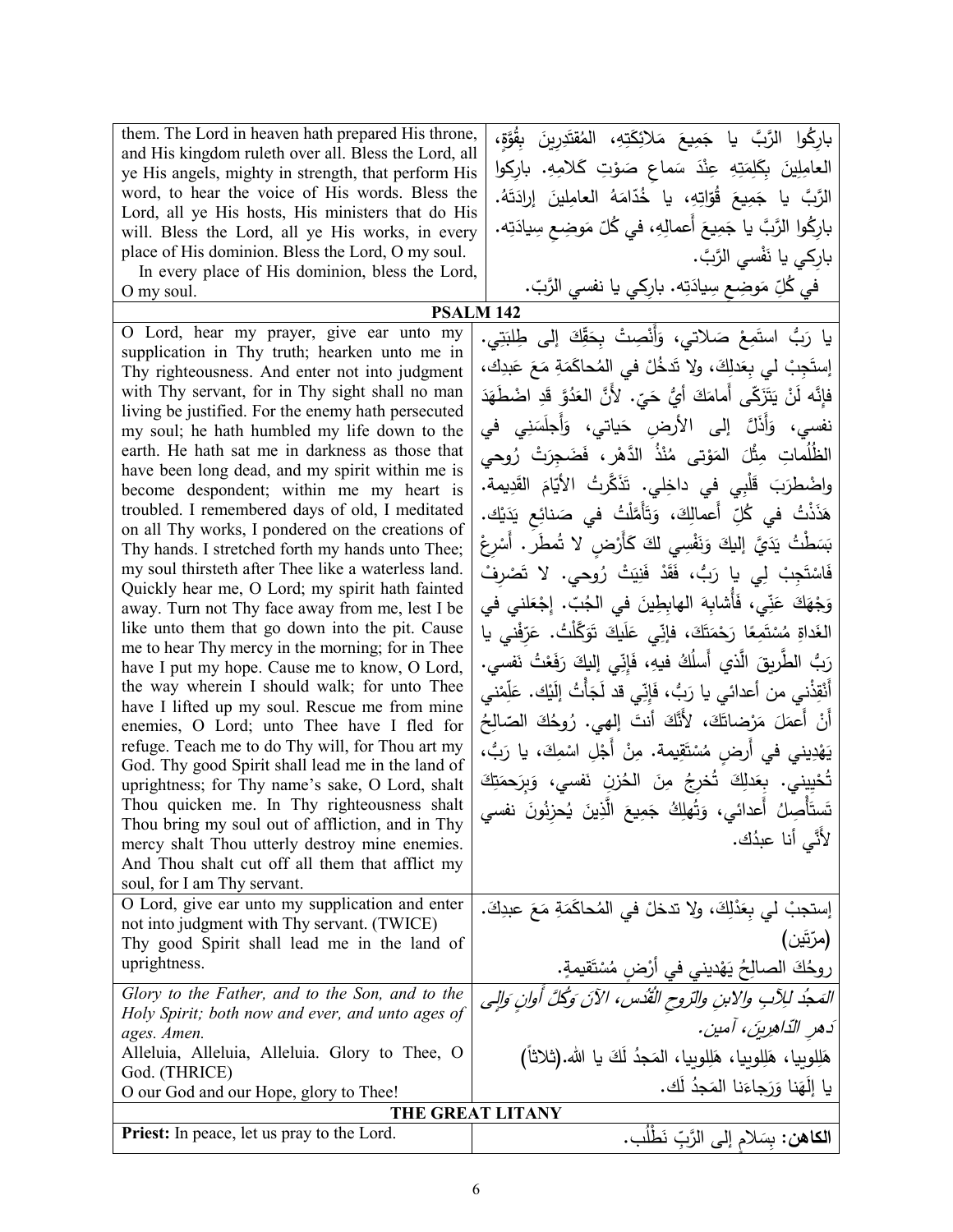| them. The Lord in heaven hath prepared His throne, and His kingdom ruleth over all. Bless the Lord, all ye His angels, mighty in strength, that perform His word, to hear the voice of His words. Bless the Lord, all ye His hosts, His ministers that do His will. Bless the Lord, all ye His works, in every place of His dominion. Bless the Lord, O my soul. In every place of His dominion, bless the Lord, O my soul. | بارِكُوا الرَّبَّ يا جَمِيعَ مَلائِكَتِهِ، المُقتَدِرينَ بِقُوَّةٍ، العامِلِينَ بِكَلِمَتِهِ عِنْدَ سَماعِ صَوْتِ كَلامِهِ. بارِكوا الرَّبَّ يا جَمِيعَ قُوّاتِهِ، يا خُدّامَهُ العامِلِينَ إرادَتَهُ. بارِكُوا الرَّبَّ يا جَمِيعَ أَعمالِهِ، في كُلِّ مَوضِعِ سِيادَتِه. بارِكي يا نَفْسي الرَّبَّ. في كُلِّ مَوضِعِ سِيادَتِه. بارِكي يا نفسي الرَّبّ. |
|---|---|
| **PSALM 142** | |
| O Lord, hear my prayer, give ear unto my supplication in Thy truth; hearken unto me in Thy righteousness. And enter not into judgment with Thy servant, for in Thy sight shall no man living be justified. For the enemy hath persecuted my soul; he hath humbled my life down to the earth. He hath sat me in darkness as those that have been long dead, and my spirit within me is become despondent; within me my heart is troubled. I remembered days of old, I meditated on all Thy works, I pondered on the creations of Thy hands. I stretched forth my hands unto Thee; my soul thirsteth after Thee like a waterless land. Quickly hear me, O Lord; my spirit hath fainted away. Turn not Thy face away from me, lest I be like unto them that go down into the pit. Cause me to hear Thy mercy in the morning; for in Thee have I put my hope. Cause me to know, O Lord, the way wherein I should walk; for unto Thee have I lifted up my soul. Rescue me from mine enemies, O Lord; unto Thee have I fled for refuge. Teach me to do Thy will, for Thou art my God. Thy good Spirit shall lead me in the land of uprightness; for Thy name's sake, O Lord, shalt Thou quicken me. In Thy righteousness shalt Thou bring my soul out of affliction, and in Thy mercy shalt Thou utterly destroy mine enemies. And Thou shalt cut off all them that afflict my soul, for I am Thy servant. | يا رَبُّ استَمِعْ صَلاتي، وَأَنْصِتْ بِحَقِّكَ إلى طِلبَتِي. إستَجِبْ لي بِعَدلِكَ، ولا تَدخُلْ في المُحاكَمَةِ مَعَ عَبدِكَ، فإنَّه لَنْ يَتَزَكّى أَمامَكَ أيُّ حَيّ. لأَنَّ العَدُوَّ قَدِ اضْطَهَدَ نفسي، وَأَذَلَّ إلى الأرضِ حَياتي، وَأَجلَسَنِي في الظُّلُماتِ مِثْلَ المَوْتى مُنْذُ الدَّهْر، فَضَجِرَتْ رُوحي واضْطرَبَ قَلْبِي في داخِلي. تَذَكَّرتُ الأيّامَ القَدِيمة. هَذَذْتُ في كُلِّ أَعمالِكَ، وَتَأَمَّلْتُ في صَنائِعِ يَدَيْك. بَسَطْتُ يَدَيَّ إليكَ وَنَفْسِي لكَ كَأَرْضٍ لا تُمطَر. أَسْرِعْ فَاسْتَجِبْ لِي يا رَبُّ، فَقَدْ فَنِيَتْ رُوحي. لا تَصْرِفْ وَجْهَكَ عَنّي، فَأُشابِهَ الهابِطِينَ في الجُبّ. إجْعَلني في الغَداةِ مُسْتَمِعًا رَحْمَتَكَ، فإنِّي عَلَيكَ تَوَكَّلْتُ. عَرِّفْني يا رَبُّ الطَّريقَ الَّذي أَسلُكُ فيهِ، فَإنِّي إليكَ رَفَعْتُ نَفسي. أَنْقِذْني من أعدائي يا رَبُّ، فَإنّي قد لَجَأْتُ إِلَيْك. عَلِّمْني أَنْ أَعمَلَ مَرْضاتَكَ، لأَنَّكَ أنتَ إلهي. رُوحُكَ الصّالِحُ يَهْدِيني في أَرضٍ مُسْتَقِيمة. مِنْ أَجْلِ اسْمِكَ، يا رَبُّ، تُحْيِيني. بِعَدلِكَ تُخرِجُ مِنَ الحُزنِ نَفسي، وَبِرَحمَتِكَ تَستَأْصِلُ أَعدائي، وَتُهلِكُ جَمِيعَ الَّذِينَ يُحزِنُونَ نفسي لأَنِّي أنا عبدُك. |
| O Lord, give ear unto my supplication and enter not into judgment with Thy servant. (TWICE)<br>Thy good Spirit shall lead me in the land of uprightness. | إستجِبْ لي بِعَدْلِكَ، ولا تدخلْ في المُحاكَمَةِ مَعَ عبدِكَ. (مرّتَين)<br>روحُكَ الصالحُ يَهْديني في أرْضٍ مُسْتَقيمةٍ. |
| *Glory to the Father, and to the Son, and to the Holy Spirit; both now and ever, and unto ages of ages. Amen.*<br>Alleluia, Alleluia, Alleluia. Glory to Thee, O God. (THRICE)<br>O our God and our Hope, glory to Thee! | *المَجدُ للآبِ والابنِ والرّوحِ القُدُس، الآنَ وَكُلَّ أوانٍ وَإِلى دَهرِ الدّاهِرِينَ، آمين.*<br>هَلِلوييا، هَلِلوييا، هَلِلوييا، المَجدُ لَكَ يا الله.(ثلاثاً)<br>يا إلَهَنا وَرَجاءَنا المَجدُ لَك. |
| **THE GREAT LITANY** | |
| **Priest:** In peace, let us pray to the Lord. | **الكاهن:** بِسَلامٍ إلى الرَّبِّ نَطْلُب. |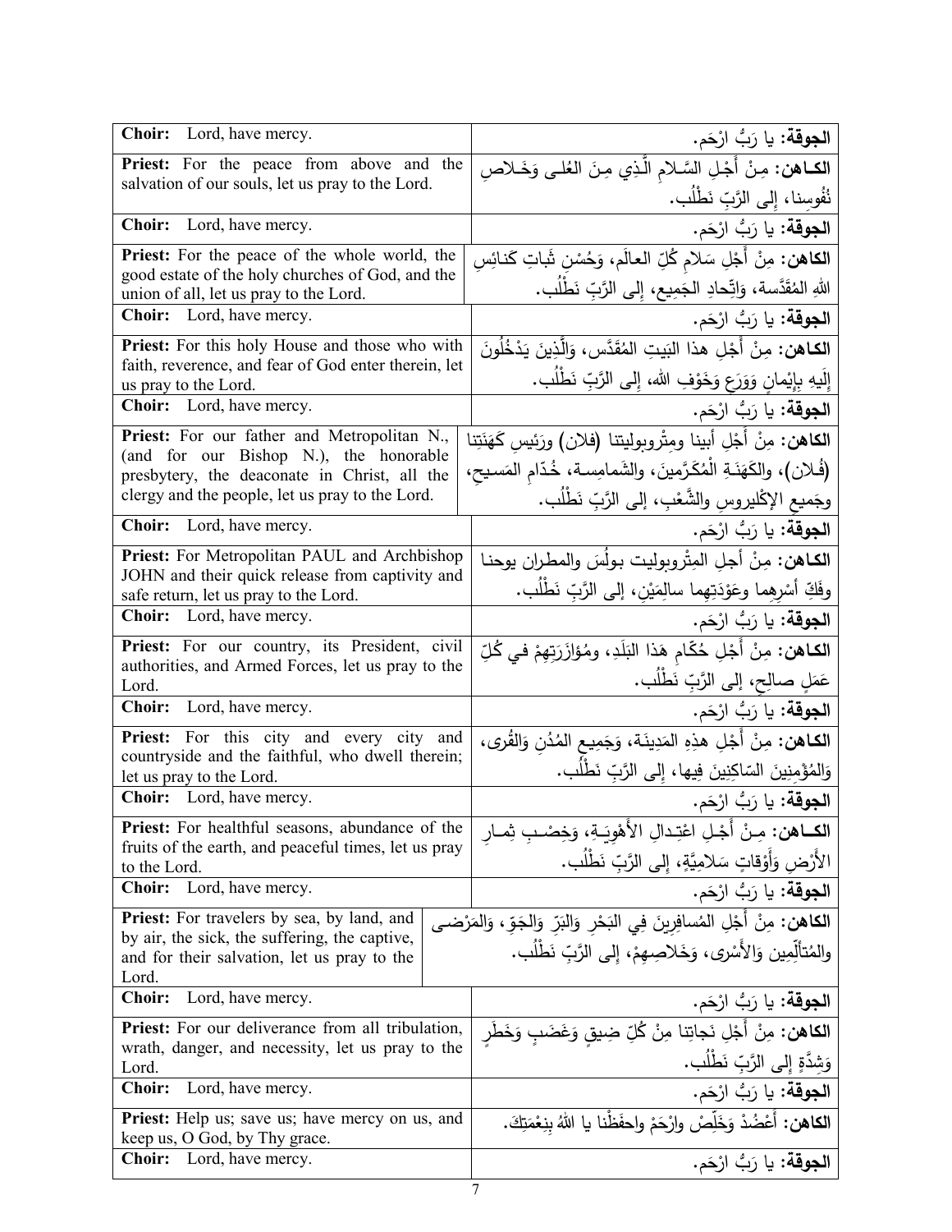| | |
|---|---|
| **Choir:** Lord, have mercy. | **الجوقة:** يا رَبُّ ارْحَم. |
| **Priest:** For the peace from above and the salvation of our souls, let us pray to the Lord. | **الكـاهن:** مِنْ أَجْلِ السَّـلامِ الَّـذِي مِـنَ العُلـى وَخَـلاصِ نُفُوسِنا، إِلى الرَّبِّ نَطْلُب. |
| **Choir:** Lord, have mercy. | **الجوقة:** يا رَبُّ ارْحَم. |
| **Priest:** For the peace of the whole world, the good estate of the holy churches of God, and the union of all, let us pray to the Lord. | **الكاهن:** مِنْ أَجْلِ سَلامِ كُلِّ العالَم، وَحُسْنِ ثَباتِ كَنائِسِ اللهِ المُقَدَّسة، وَاتِّحادِ الجَمِيع، إِلى الرَّبِّ نَطْلُب. |
| **Choir:** Lord, have mercy. | **الجوقة:** يا رَبُّ ارْحَم. |
| **Priest:** For this holy House and those who with faith, reverence, and fear of God enter therein, let us pray to the Lord. | **الكاهن:** مِنْ أَجْلِ هذا البَيتِ المُقَدَّس، وَالَّذِينَ يَدْخُلُونَ إِلَيهِ بِإِيْمانٍ وَوَرَعٍ وَخَوْفِ الله، إِلى الرَّبِّ نَطْلُب. |
| **Choir:** Lord, have mercy. | **الجوقة:** يا رَبُّ ارْحَم. |
| **Priest:** For our father and Metropolitan N., (and for our Bishop N.), the honorable presbytery, the deaconate in Christ, all the clergy and the people, let us pray to the Lord. | **الكاهن:** مِنْ أَجْلِ أبينا ومِتْروبوليتنا (فلان) ورَئيسِ كَهَنَتِنا (فُلان)، والكَهَنَـةِ الْمُكَرَّمينَ، والشَمامِسة، خُدّامِ المَسيح، وجَميعِ الإكْليروسِ والشَّعْبِ، إلى الرَّبِّ نَطْلُب. |
| **Choir:** Lord, have mercy. | **الجوقة:** يا رَبُّ ارْحَم. |
| **Priest:** For Metropolitan PAUL and Archbishop JOHN and their quick release from captivity and safe return, let us pray to the Lord. | **الكـاهن:** مِنْ أجلِ المِتْروبوليت بولُسَ والمطران يوحنا وفَكِّ أسْرِهِما وعَوْدَتِهِما سالِمَيْنِ، إلى الرَّبِّ نَطْلُب. |
| **Choir:** Lord, have mercy. | **الجوقة:** يا رَبُّ ارْحَم. |
| **Priest:** For our country, its President, civil authorities, and Armed Forces, let us pray to the Lord. | **الكاهن:** مِنْ أَجْلِ حُكّامِ هَذا البَلَدِ، ومُؤازَرَتِهِمْ في كُلِّ عَمَلٍ صالِحٍ، إلى الرَّبِّ نَطْلُب. |
| **Choir:** Lord, have mercy. | **الجوقة:** يا رَبُّ ارْحَم. |
| **Priest:** For this city and every city and countryside and the faithful, who dwell therein; let us pray to the Lord. | **الكاهن:** مِنْ أَجْلِ هذِهِ المَدِينَـة، وَجَمِيعِ المُدُنِ وَالقُرى، وَالمُؤْمِنِينَ السّاكِنِينَ فِيها، إِلى الرَّبِّ نَطْلُب. |
| **Choir:** Lord, have mercy. | **الجوقة:** يا رَبُّ ارْحَم. |
| **Priest:** For healthful seasons, abundance of the fruits of the earth, and peaceful times, let us pray to the Lord. | **الكـاهن:** مِـنْ أَجْـلِ اعْتِـدالِ الأَهْوِيَـةِ، وَخِصْـبِ ثِمـارِ الأَرْضِ وَأَوْقاتٍ سَلامِيَّةٍ، إِلى الرَّبِّ نَطْلُب. |
| **Choir:** Lord, have mercy. | **الجوقة:** يا رَبُّ ارْحَم. |
| **Priest:** For travelers by sea, by land, and by air, the sick, the suffering, the captive, and for their salvation, let us pray to the Lord. | **الكاهن:** مِنْ أَجْلِ المُسافِرِينَ فِي البَحْرِ وَالبَرِّ وَالجَوّ، وَالمَرْضى والمُتألِّمِين وَالأَسْرى، وَخَلاصِهِمْ، إِلى الرَّبِّ نَطْلُب. |
| **Choir:** Lord, have mercy. | **الجوقة:** يا رَبُّ ارْحَم. |
| **Priest:** For our deliverance from all tribulation, wrath, danger, and necessity, let us pray to the Lord. | **الكاهن:** مِنْ أَجْلِ نَجاتِنا مِنْ كُلِّ ضِيقٍ وَغَضَبٍ وَخَطَرٍ وَشِدَّةٍ إِلى الرَّبِّ نَطْلُب. |
| **Choir:** Lord, have mercy. | **الجوقة:** يا رَبُّ ارْحَم. |
| **Priest:** Help us; save us; have mercy on us, and keep us, O God, by Thy grace. | **الكاهن:** أَعْضُدْ وَخَلِّصْ وارْحَمْ واحفَظْنا يا اللهُ بِنِعْمَتِكَ. |
| **Choir:** Lord, have mercy. | **الجوقة:** يا رَبُّ ارْحَم. |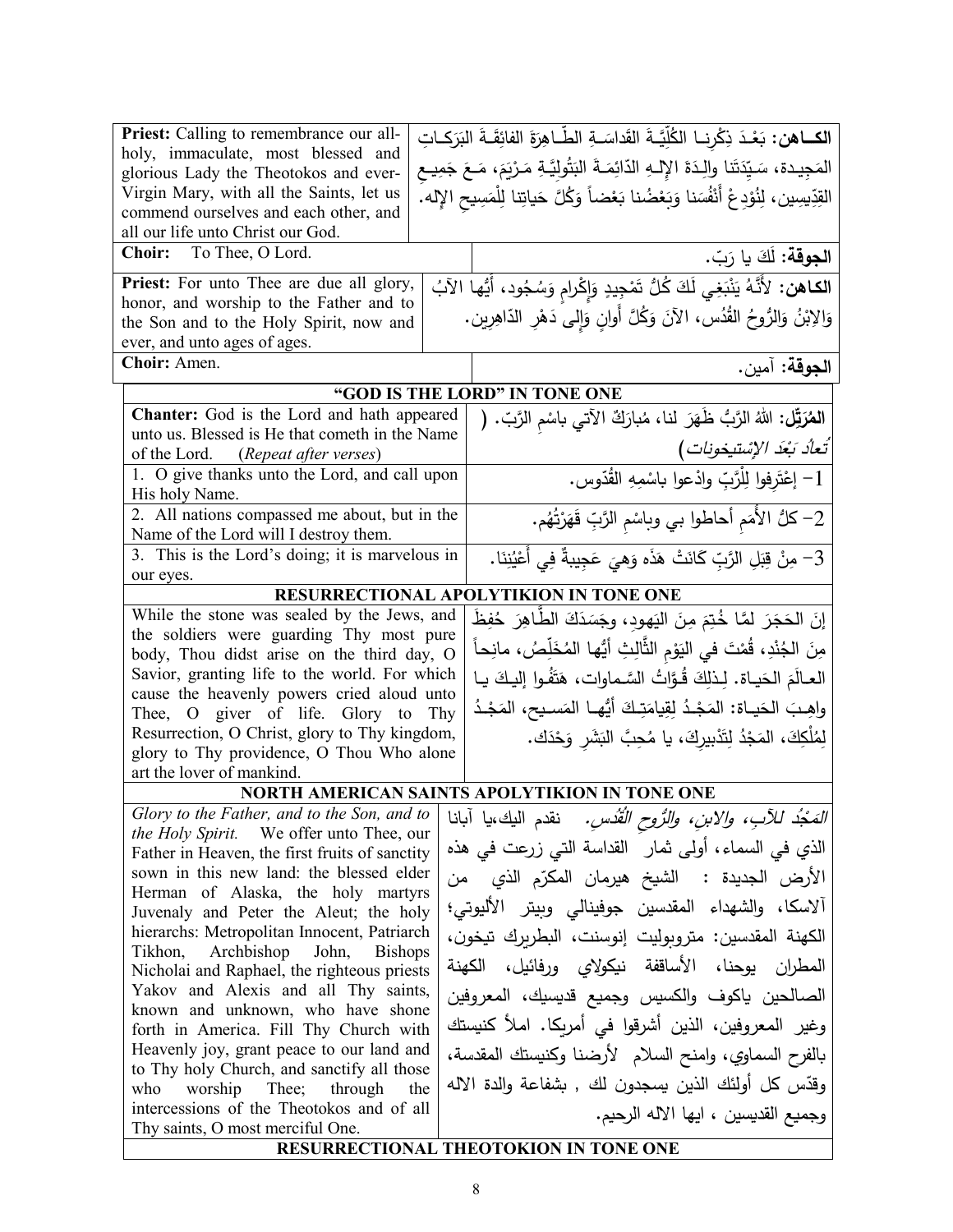| | |
|---|---|
| **Priest:** Calling to remembrance our all-holy, immaculate, most blessed and glorious Lady the Theotokos and ever-Virgin Mary, with all the Saints, let us commend ourselves and each other, and all our life unto Christ our God. | **الكــاهن:** بَعْدَ ذِكْرِنـا الكُلِّيَّـةَ القَداسَـةِ الطّـاهِرَةَ الفائِقَـةَ البَرَكـاتِ المَجِيدة، سَيِّدَتَنا والِدَةَ الإِلـهِ الدّائِمَـةَ البَتُولِيَّـةِ مَـرْيَمَ، مَـعَ جَمِيـعِ القِدِّيسِين، لِنُوْدِعْ أَنْفُسَنا وَبَعْضُنا بَعْضاً وَكُلَّ حَياتِنا لِلْمَسِيحِ الإِله. |
| **Choir:** To Thee, O Lord. | **الجوقة:** لَكَ يا رَبّ. |
| **Priest:** For unto Thee are due all glory, honor, and worship to the Father and to the Son and to the Holy Spirit, now and ever, and unto ages of ages. | **الكاهن:** لأَنَّهُ يَنْبَغِي لَكَ كُلُّ تَمْجِيدٍ وَإِكْرامٍ وَسُجُود، أَيُّها الآبُ وَالاِبْنُ وَالرُّوحُ القُدُس، الآنَ وَكُلَّ أَوانٍ وَإِلى دَهْرِ الدّاهِرِين. |
| **Choir:** Amen. | **الجوقة:** آمين. |

## "GOD IS THE LORD" IN TONE ONE

| | |
|---|---|
| **Chanter:** God is the Lord and hath appeared unto us. Blessed is He that cometh in the Name of the Lord. (*Repeat after verses*) | **المُرَتِّل:** اللهُ الرَّبُّ ظَهَرَ لنا، مُبارَكٌ الآتي باسْمِ الرَّبّ. ( *تُعادُ بَعْدَ الإِسْتيخونات*) |
| 1. O give thanks unto the Lord, and call upon His holy Name. | 1- إِعْتَرِفوا لِلْرَّبِّ وادْعوا باسْمِهِ القُدّوس. |
| 2. All nations compassed me about, but in the Name of the Lord will I destroy them. | 2- كلُّ الأُمَمِ أحاطوا بي وباسْمِ الرَّبِّ قَهَرْتُهُم. |
| 3. This is the Lord's doing; it is marvelous in our eyes. | 3- مِنْ قِبَلِ الرَّبِّ كَانَتْ هَذَه وَهِيَ عَجِيبةٌ فِي أَعْيُنِنَا. |

## RESURRECTIONAL APOLYTIKION IN TONE ONE

| | |
|---|---|
| While the stone was sealed by the Jews, and the soldiers were guarding Thy most pure body, Thou didst arise on the third day, O Savior, granting life to the world. For which cause the heavenly powers cried aloud unto Thee, O giver of life. Glory to Thy Resurrection, O Christ, glory to Thy kingdom, glory to Thy providence, O Thou Who alone art the lover of mankind. | إنَ الحَجَرَ لمَّا خُتِمَ مِنَ اليَهودِ، وجَسَدَكَ الطّاهِرَ حُفِظَ مِنَ الجُنْدِ، قُمْتَ في اليَوْمِ الثَّالِثِ أيُّها المُخَلِّصُ، مانِحاً العـالَمَ الحَيـاة. لِـذلِكَ قُـوَّاتُ السَّـماوات، هَتَفُـوا إليـكَ يـا واهِـبَ الحَيـاة: المَجْـدُ لِقِيامَتِـكَ أيُّهـا المَسـيح، المَجْـدُ لِمُلْكِكَ، المَجْدُ لِتَدْبيرِكَ، يا مُحِبَّ البَشَرِ وَحْدَك. |

## NORTH AMERICAN SAINTS APOLYTIKION IN TONE ONE

| | |
|---|---|
| *Glory to the Father, and to the Son, and to the Holy Spirit.* We offer unto Thee, our Father in Heaven, the first fruits of sanctity sown in this new land: the blessed elder Herman of Alaska, the holy martyrs Juvenaly and Peter the Aleut; the holy hierarchs: Metropolitan Innocent, Patriarch Tikhon, Archbishop John, Bishops Nicholai and Raphael, the righteous priests Yakov and Alexis and all Thy saints, known and unknown, who have shone forth in America. Fill Thy Church with Heavenly joy, grant peace to our land and to Thy holy Church, and sanctify all those who worship Thee; through the intercessions of the Theotokos and of all Thy saints, O most merciful One. | *المَجْدُ للآبِ، والابنِ، والرّوحِ القُدُسِ.* نقدم اليك،يا آبانا الذي في السماء، أولى ثمار القداسة التي زرعت في هذه الأرض الجديدة : الشيخ هيرمان المكرّم الذي من آلاسكا، والشهداء المقدسين جوفينالي وبيتر الأليوتي؛ الكهنة المقدسين: متروبوليت إنوسنت، البطريرك تيخون، المطران يوحنا، الأساقفة نيكولاي ورفائيل، الكهنة الصالحين ياكوف والكسيس وجميع قديسيك، المعروفين وغير المعروفين، الذين أشرقوا في أمريكا. املأ كنيستك بالفرح السماوي، وامنح السلام لأرضنا وكنيستك المقدسة، وقدّس كل أولئك الذين يسجدون لك , بشفاعة والدة الاله وجميع القديسين ، ايها الاله الرحيم. |

## RESURRECTIONAL THEOTOKION IN TONE ONE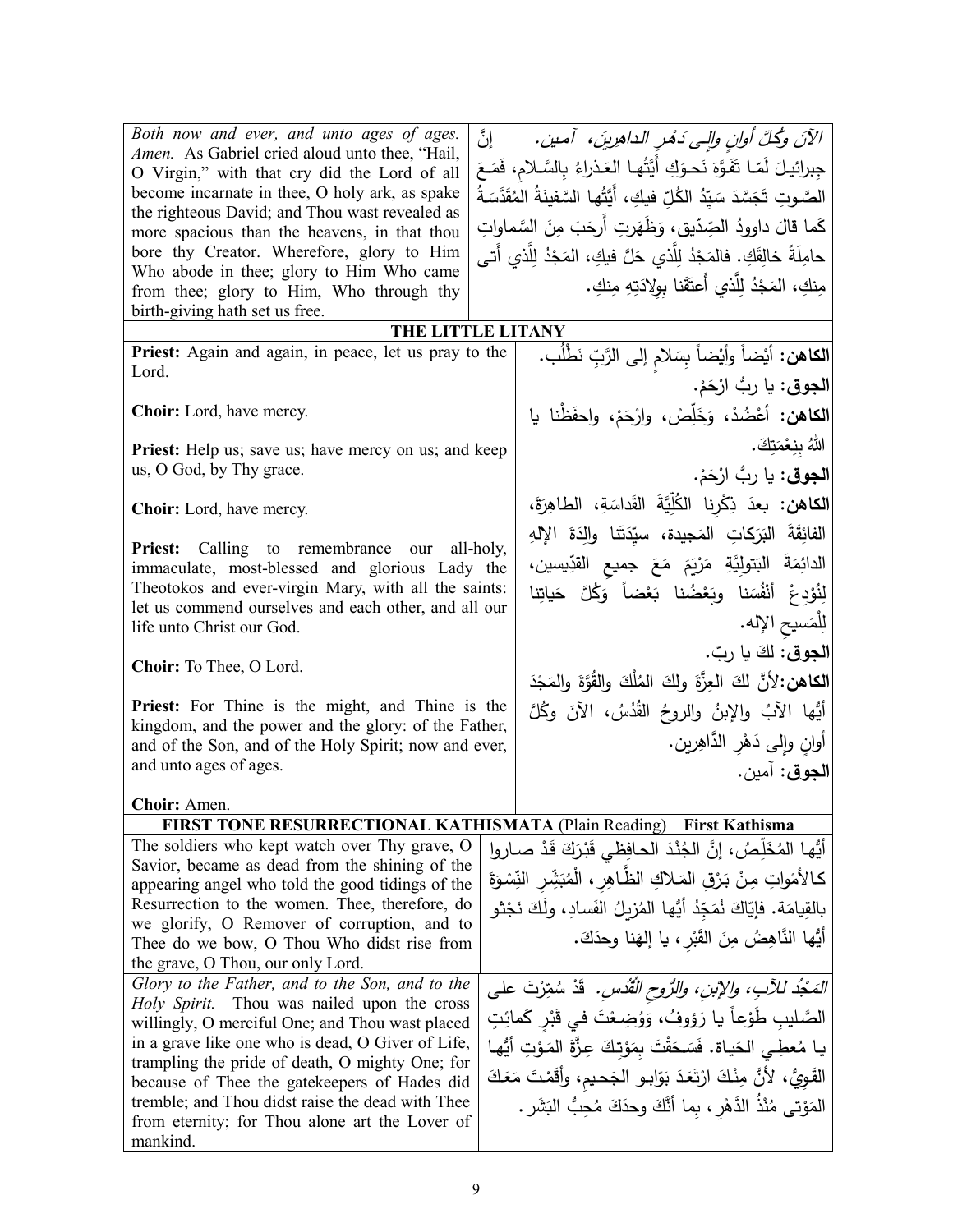| *Both now and ever, and unto ages of ages. Amen.* As Gabriel cried aloud unto thee, "Hail, O Virgin," with that cry did the Lord of all become incarnate in thee, O holy ark, as spake the righteous David; and Thou wast revealed as more spacious than the heavens, in that thou bore thy Creator. Wherefore, glory to Him Who abode in thee; glory to Him Who came from thee; glory to Him, Who through thy birth-giving hath set us free. | *الآنَ وكُلَّ أوانٍ وإلى دَهْرِ الداهِرينَ، آمين.* إنَّ جِبرائيلَ لَمّا تَفَوَّهَ نَحوَكِ أَيَّتُها العَذراءُ بالسَّلام، فَمَعَ الصَّوتِ تَجَسَّدَ سَيِّدُ الكُلِّ فيكِ، أَيَّتُها السَّفينَةُ المُقَدَّسَةُ كَما قالَ داوودُ الصِّدّيق، وَظَهَرتِ أَرحَبَ مِنَ السَّماواتِ حامِلَةً خالِقَكِ. فالمَجْدُ لِلَّذي حَلَّ فيكِ، المَجْدُ لِلَّذي أَتى مِنكِ، المَجْدُ لِلَّذي أَعتَقَنا بِوِلادَتِهِ مِنكِ. |
|---|---|

### THE LITTLE LITANY

| | |
|---|---|
| **Priest:** Again and again, in peace, let us pray to the Lord. | **الكاهن:** أَيْضاً وأَيْضاً بِسَلامٍ إلى الرَّبِّ نَطْلُب. |
| **Choir:** Lord, have mercy. | **الجوق:** يا ربُّ ارْحَمْ. |
| **Priest:** Help us; save us; have mercy on us; and keep us, O God, by Thy grace. | **الكاهن:** أَعْضُدْ، وَخَلِّصْ، وارْحَمْ، واحفَظْنا يا اللهُ بِنِعْمَتِكَ. |
| **Choir:** Lord, have mercy. | **الجوق:** يا ربُّ ارْحَمْ. |
| **Priest:** Calling to remembrance our all-holy, immaculate, most-blessed and glorious Lady the Theotokos and ever-virgin Mary, with all the saints: let us commend ourselves and each other, and all our life unto Christ our God. | **الكاهن:** بعدَ ذِكْرِنا الكُلِّيَّةَ القَداسَةِ، الطاهِرَةَ، الفائِقَةَ البَرَكاتِ المَجيدة، سيِّدَتَنا والِدَةَ الإِلهِ الدائِمَةَ البَتولِيَّةِ مَرْيَمَ مَعَ جميعِ القدِّيسين، لِنُوْدِعْ أَنْفُسَنا وبَعْضُنا بَعْضاً وَكُلَّ حَياتِنا لِلْمَسيحِ الإله. |
| **Choir:** To Thee, O Lord. | **الجوق:** لكَ يا ربّ. |
| **Priest:** For Thine is the might, and Thine is the kingdom, and the power and the glory: of the Father, and of the Son, and of the Holy Spirit; now and ever, and unto ages of ages. | **الكاهن:** لأنَّ لكَ العِزَّةَ ولكَ المُلْكَ والقُوَّةَ والمَجْدَ أَيُّها الآبُ والإبنُ والروحُ القُدُسُ، الآنَ وكُلَّ أوانٍ وإلى دَهْرِ الدَّاهِرين. |
| **Choir:** Amen. | **الجوق:** آمين. |

### FIRST TONE RESURRECTIONAL KATHISMATA (Plain Reading) First Kathisma

| | |
|---|---|
| The soldiers who kept watch over Thy grave, O Savior, became as dead from the shining of the appearing angel who told the good tidings of the Resurrection to the women. Thee, therefore, do we glorify, O Remover of corruption, and to Thee do we bow, O Thou Who didst rise from the grave, O Thou, our only Lord. | أَيُّها المُخَلِّصُ، إنَّ الجُنْدَ الحافِظي قَبْرَكَ قَدْ صاروا كالأَمْواتِ مِنْ بَرْقِ المَلاكِ الظَّاهِرِ، الْمُبَشِّرِ النِّسْوَةَ بالقِيامَة. فإيّاكَ نُمَجِّدُ أَيُّها المُزيلُ الفَسادِ، ولَكَ نَجْثو أَيُّها النَّاهِضُ مِنَ القَبْرِ، يا إلهَنا وحدَكَ. |
| *Glory to the Father, and to the Son, and to the Holy Spirit.* Thou was nailed upon the cross willingly, O merciful One; and Thou wast placed in a grave like one who is dead, O Giver of Life, trampling the pride of death, O mighty One; for because of Thee the gatekeepers of Hades did tremble; and Thou didst raise the dead with Thee from eternity; for Thou alone art the Lover of mankind. | *المَجْدُ للآبِ، والإبنِ، والرُّوحِ القُدُسِ.* قَدْ سُمِّرْتَ على الصَّليبِ طَوْعاً يا رَؤوفُ، وَوُضِعْتَ في قَبْرٍ كَمائِتٍ يا مُعطِي الحَياة. فَسَحَقْتَ بِمَوْتِكَ عِزَّةَ المَوْتِ أَيُّها القَوِيُّ، لأَنَّ مِنْكَ ارْتَعَدَ بَوّابو الجَحيمِ، وأَقَمْتَ مَعَكَ المَوْتى مُنْذُ الدَّهْرِ، بِما أَنَّكَ وحدَكَ مُحِبُّ البَشَر. |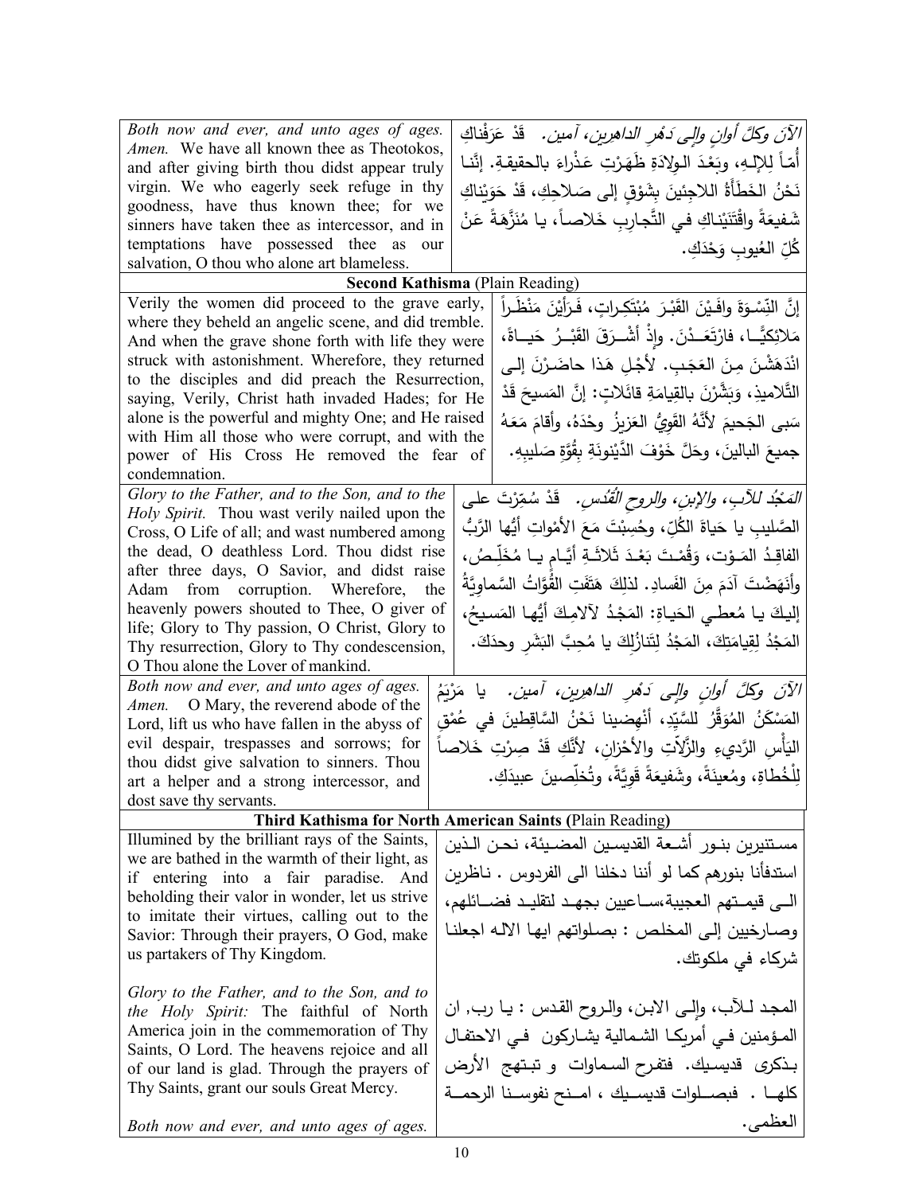| | |
|---|---|
| *Both now and ever, and unto ages of ages. Amen.* We have all known thee as Theotokos, and after giving birth thou didst appear truly virgin. We who eagerly seek refuge in thy goodness, have thus known thee; for we sinners have taken thee as intercessor, and in temptations have possessed thee as our salvation, O thou who alone art blameless. | *الآنَ وكلَّ أوانٍ وإلى دَهْرِ الداهرين، آمين.* قَدْ عَرَفْناكِ أُمّاً لِلإلـهِ، وبَعْدَ الوِلادَةِ ظَهَرْتِ عَذْراءَ بالحقيقةِ. إنَّنـا نَحْنُ الخَطَأَةُ اللاجِئينَ بِشَوْقٍ إلى صَلاحِكِ، قَدْ حَوَيْناكِ شَفيعَةً واقْتَنَيْناكِ في التَّجارِبِ خَلاصاً، يا مُنَزَّهَةً عَنْ كُلِّ العُيوبِ وَحْدَكِ. |

**Second Kathisma** (Plain Reading)

| | |
|---|---|
| Verily the women did proceed to the grave early, where they beheld an angelic scene, and did tremble. And when the grave shone forth with life they were struck with astonishment. Wherefore, they returned to the disciples and did preach the Resurrection, saying, Verily, Christ hath invaded Hades; for He alone is the powerful and mighty One; and He raised with Him all those who were corrupt, and with the power of His Cross He removed the fear of condemnation. | إنَّ النِّسْوَةَ وافَيْنَ القَبْرَ مُبْتَكِراتٍ، فَرَأَيْنَ مَنْظَراً مَلائِكِيّاً، فارْتَعَدْنَ. وإذْ أشْرَقَ القَبْرُ حَياةً، انْدَهَشْنَ مِنَ العَجَبِ. لأجْلِ هَذا حاضَرْنَ إلى التَّلاميذِ، وَبَشَّرْنَ بالقِيامَةِ قائلاتٍ: إنَّ المَسيحَ قَدْ سَبى الجَحيمَ لأنَّهُ القَوِيُّ العَزيزُ وحْدَهُ، وأقامَ مَعَهُ جميعَ البالينَ، وحَلَّ خَوْفَ الدَّيْنونَةِ بِقُوَّةِ صَليبِهِ. |
| *Glory to the Father, and to the Son, and to the Holy Spirit.* Thou wast verily nailed upon the Cross, O Life of all; and wast numbered among the dead, O deathless Lord. Thou didst rise after three days, O Savior, and didst raise Adam from corruption. Wherefore, the heavenly powers shouted to Thee, O giver of life; Glory to Thy passion, O Christ, Glory to Thy resurrection, Glory to Thy condescension, O Thou alone the Lover of mankind. | *المَجْدُ للآبِ، والإبنِ، والروحِ القُدُسِ.* قَدْ سُمِّرْتَ على الصَّليبِ يا حَياةَ الكُلِّ، وحُسِبْتَ مَعَ الأمْواتِ أيُّها الرَّبُّ الفاقِدُ المَوْت، وَقُمْتَ بَعْدَ ثَلاثَةِ أيّامٍ يا مُخَلِّصُ، وأنَهَضْتَ آدَمَ مِنَ الفَسادِ. لذلِكَ هَتَفَتِ القُوّاتُ السَّماوِيَّةُ إليكَ يا مُعطي الحَياةِ: المَجْدُ لآلامِكَ أيُّها المَسيحُ، المَجْدُ لِقِيامَتِكَ، المَجْدُ لِتَنازُلِكَ يا مُحِبَّ البَشَرِ وحدَكَ. |
| *Both now and ever, and unto ages of ages. Amen.* O Mary, the reverend abode of the Lord, lift us who have fallen in the abyss of evil despair, trespasses and sorrows; for thou didst give salvation to sinners. Thou art a helper and a strong intercessor, and dost save thy servants. | *الآنَ وكلَّ أوانٍ وإلى دَهْرِ الداهرين، آمين.* يا مَرْيَمُ المَسْكَنُ المُوَقَّرُ للسَّيِّدِ، أنْهِضينا نَحْنُ السَّاقِطينَ في عُمْقِ اليَأْسِ الرَّديءِ والزَّلاّتِ والأحْزانِ، لأنَّكِ قَدْ صِرْتِ خَلاصاً لِلْخُطاةِ، ومُعينَةً، وشَفيعَةً قَوِيَّةً، وتُخلِّصينَ عبيدَكِ. |

**Third Kathisma for North American Saints (**Plain Reading**)**

| | |
|---|---|
| Illumined by the brilliant rays of the Saints, we are bathed in the warmth of their light, as if entering into a fair paradise. And beholding their valor in wonder, let us strive to imitate their virtues, calling out to the Savior: Through their prayers, O God, make us partakers of Thy Kingdom. | مستنيرين بنور أشعة القديسين المضيئة، نحن الذين استدفأنا بنورهم كما لو أننا دخلنا الى الفردوس . ناظرين الى قيمتهم العجيبة،ساعيين بجهد لتقليد فضائلهم، وصارخيين إلى المخلص : بصلواتهم ايها الاله اجعلنا شركاء في ملكوتك. |
| *Glory to the Father, and to the Son, and to the Holy Spirit:* The faithful of North America join in the commemoration of Thy Saints, O Lord. The heavens rejoice and all of our land is glad. Through the prayers of Thy Saints, grant our souls Great Mercy.<br><br>*Both now and ever, and unto ages of ages.* | المجد للآب، وإلى الابن، والروح القدس : يا رب, ان المؤمنين في أمريكا الشمالية يشاركون في الاحتفال بذكرى قديسيك. فتفرح السماوات و تبتهج الأرض كلها . فبصلوات قديسيك ، امنح نفوسنا الرحمة العظمى. |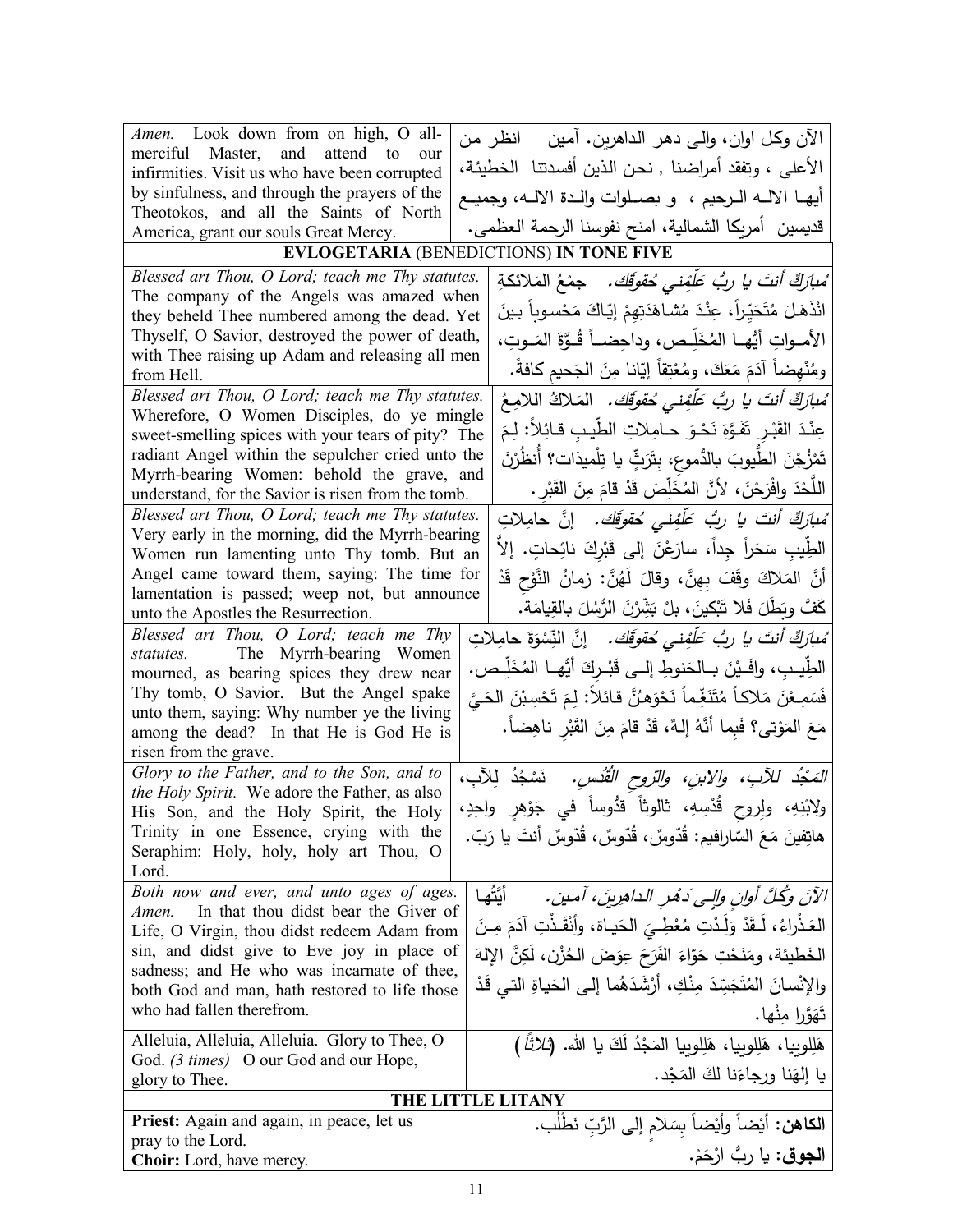| | |
|---|---|
| *Amen.* Look down from on high, O all-merciful Master, and attend to our infirmities. Visit us who have been corrupted by sinfulness, and through the prayers of the Theotokos, and all the Saints of North America, grant our souls Great Mercy. | الآن وكل اوان، والى دهر الداهرين. آمين انظر من الأعلى ، وتفقد أمراضنا , نحن الذين أفسدتنا الخطيئة، أيها الاله الرحيم ، و بصلوات والدة الاله، وجميع قديسين أمريكا الشمالية، امنح نفوسنا الرحمة العظمى. |

**EVLOGETARIA** (BENEDICTIONS) **IN TONE FIVE**

| | |
|---|---|
| *Blessed art Thou, O Lord; teach me Thy statutes.* The company of the Angels was amazed when they beheld Thee numbered among the dead. Yet Thyself, O Savior, destroyed the power of death, with Thee raising up Adam and releasing all men from Hell. | *مُبارَكٌ أنتَ يا ربُّ عَلِّمْني حُقوقَك.* جمْعُ المَلائكةِ انْذَهَلَ مُتَحَيِّراً، عِنْدَ مُشاهَدَتِهِمْ إيّاكَ مَحْسوباً بينَ الأمواتِ أيُّها المُخَلِّص، وداحِضاً قُوَّةَ المَوتِ، ومُنْهِضاً آدَمَ مَعَكَ، ومُعْتِقاً إيّانا مِنَ الجَحيمِ كافةً. |
| *Blessed art Thou, O Lord; teach me Thy statutes.* Wherefore, O Women Disciples, do ye mingle sweet-smelling spices with your tears of pity? The radiant Angel within the sepulcher cried unto the Myrrh-bearing Women: behold the grave, and understand, for the Savior is risen from the tomb. | *مُبارَكٌ أنتَ يا ربُّ عَلِّمْني حُقوقَك.* المَلاكُ اللامِعُ عِنْدَ القَبْرِ تَفَوَّهَ نَحْوَ حامِلاتِ الطِّيبِ قائِلاً: لِمَ تَمْزُجْنَ الطُّيوبَ بالدُّموعِ، بِتَرَثٍّ يا تِلْميذات؟ أُنظُرْنَ اللَّحْدَ وافْرَحْنَ، لأنَّ المُخَلِّصَ قَدْ قامَ مِنَ القَبْرِ. |
| *Blessed art Thou, O Lord; teach me Thy statutes.* Very early in the morning, did the Myrrh-bearing Women run lamenting unto Thy tomb. But an Angel came toward them, saying: The time for lamentation is passed; weep not, but announce unto the Apostles the Resurrection. | *مُبارَكٌ أنتَ يا ربُّ عَلِّمْني حُقوقَك.* إنَّ حامِلاتِ الطِّيبِ سَحَراً جِداً، سارَعْنَ إلى قَبْرِكَ نائِحاتٍ. إلاَّ أنَّ المَلاكَ وقَفَ بِهِنَّ، وقالَ لَهُنَّ: زمانُ النَّوْحِ قَدْ كَفَّ وبَطَلَ فَلا تَبْكينَ، بلْ بَشِّرْنَ الرُّسُلَ بالقِيامَة. |
| *Blessed art Thou, O Lord; teach me Thy statutes.* The Myrrh-bearing Women mourned, as bearing spices they drew near Thy tomb, O Savior. But the Angel spake unto them, saying: Why number ye the living among the dead? In that He is God He is risen from the grave. | *مُبارَكٌ أنتَ يا ربُّ عَلِّمْني حُقوقَك.* إنَّ النِّسْوَةَ حامِلاتِ الطِّيبِ، وافَيْنَ بالحَنوطِ إلى قَبْرِكَ أيُّها المُخَلِّص. فَسَمِعْنَ مَلاكاً مُتَنَغِّماً نَحْوَهُنَّ قائلاً: لِمَ تَحْسِبْنَ الحَيَّ مَعَ المَوْتى؟ فَبِما أنَّهُ إلهٌ، قَدْ قامَ مِنَ القَبْرِ ناهِضاً. |
| *Glory to the Father, and to the Son, and to the Holy Spirit.* We adore the Father, as also His Son, and the Holy Spirit, the Holy Trinity in one Essence, crying with the Seraphim: Holy, holy, holy art Thou, O Lord. | *المَجْدُ للآبِ، والابنِ، والرّوحِ القُدُس.* نَسْجُدُ لِلآبِ، ولابْنِهِ، ولِروحِ قُدْسِهِ، ثالوثاً قدُّوساً في جَوْهرٍ واحِدٍ، هاتِفينَ مَعَ السّارافيم: قُدّوسٌ، قُدّوسٌ، قُدّوسٌ أنتَ يا رَبّ. |
| *Both now and ever, and unto ages of ages. Amen.* In that thou didst bear the Giver of Life, O Virgin, thou didst redeem Adam from sin, and didst give to Eve joy in place of sadness; and He who was incarnate of thee, both God and man, hath restored to life those who had fallen therefrom. | *الآنَ وكُلَّ أوانٍ وإلى دَهْرِ الداهِرينَ، آمين.* أيَّتُها العَذْراءُ، لَقَدْ وَلَدْتِ مُعْطِيَ الحَياة، وأنْقَذْتِ آدَمَ مِنَ الخَطيئة، ومَنَحْتِ حَوّاءَ الفَرَحَ عِوَضَ الحُزْن، لَكِنَّ الإلهَ والإنْسانَ المُتَجَسِّدَ مِنْكِ، أرْشَدَهُما إلى الحَياةِ التي قَدْ تَهَوَّرا مِنْها. |
| Alleluia, Alleluia, Alleluia. Glory to Thee, O God. *(3 times)* O our God and our Hope, glory to Thee. | هَلِلوييا، هَلِلوييا، هَلِلوييا المَجْدُ لَكَ يا الله. (ثلاثاً) يا إلهَنا ورجاءَنا لكَ المَجْد. |

**THE LITTLE LITANY**

| | |
|---|---|
| **Priest:** Again and again, in peace, let us pray to the Lord. | **الكاهن:** أيْضاً وأيْضاً بِسَلامٍ إلى الرَّبِّ نَطْلُب. |
| **Choir:** Lord, have mercy. | **الجوق:** يا ربُّ ارْحَمْ. |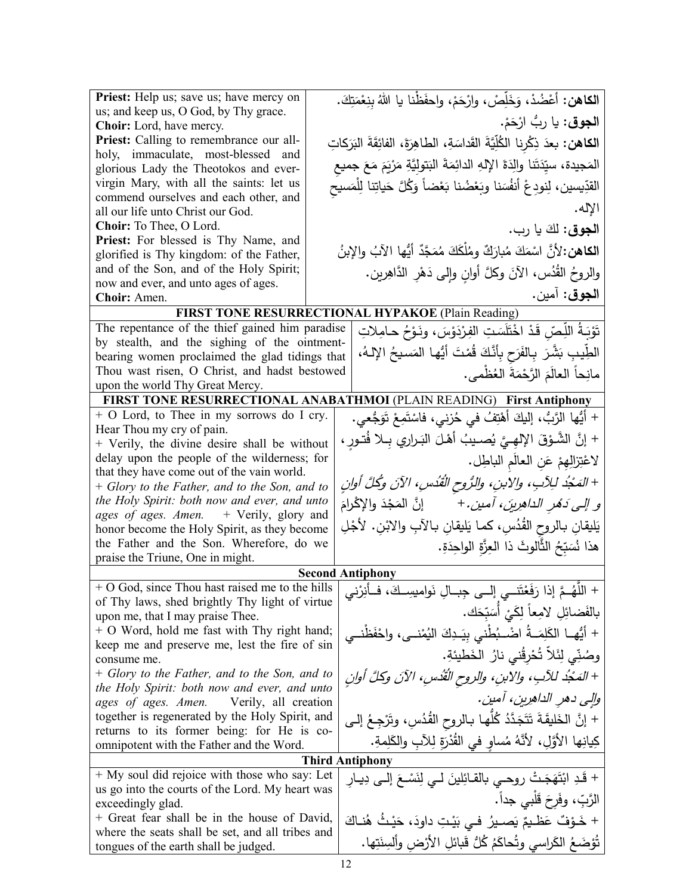| | |
|---|---|
| **Priest:** Help us; save us; have mercy on us; and keep us, O God, by Thy grace. | **الكاهن:** أَعْضُدْ، وَخَلِّصْ، وارْحَمْ، واحفَظْنا يا اللهُ بِنِعْمَتِكَ. |
| **Choir:** Lord, have mercy. | **الجوق:** يا ربُّ ارْحَمْ. |
| **Priest:** Calling to remembrance our all-holy, immaculate, most-blessed and glorious Lady the Theotokos and ever-virgin Mary, with all the saints: let us commend ourselves and each other, and all our life unto Christ our God. | **الكاهن:** بعدَ ذِكْرِنا الكُلِّيَّةَ القَداسَةِ، الطاهِرَةَ، الفائِقَةَ البَرَكاتِ المَجيدة، سيِّدَتَنا والِدَةَ الإلهِ الدائِمَةَ البَتوليَّةِ مَرْيَمَ مَعَ جميعِ القدّيسين، لِنودِعْ أنفُسَنا وبَعْضُنا بَعْضاً وَكُلَّ حَياتِنا لِلْمَسيحِ الإله. |
| **Choir:** To Thee, O Lord. | **الجوق:** لكَ يا رب. |
| **Priest:** For blessed is Thy Name, and glorified is Thy kingdom: of the Father, and of the Son, and of the Holy Spirit; now and ever, and unto ages of ages. | **الكاهن:** لأنَّ اسْمَكَ مُبارَكٌ ومُلْكَكَ مُمَجَّدٌ أيُّها الآبُ والإبنُ والروحُ القُدُس، الآنَ وكلَّ أوانٍ وإلى دَهْرِ الدَّاهِرين. |
| **Choir:** Amen. | **الجوق:** آمين. |

**FIRST TONE RESURRECTIONAL HYPAKOE** (Plain Reading)

| | |
|---|---|
| The repentance of the thief gained him paradise by stealth, and the sighing of the ointment-bearing women proclaimed the glad tidings that Thou wast risen, O Christ, and hadst bestowed upon the world Thy Great Mercy. | تَوْبَةُ اللِّصِّ قَدْ اخْتَلَسَتِ الفِرْدَوْسَ، ونَوْحُ حامِلاتِ الطِّيبِ بَشَّرَ بِالفَرَحِ بِأنَّكَ قُمْتَ أيُّها المَسيحُ الإلهُ، مانِحاً العالَمَ الرَّحْمَةَ العُظْمى. |

**FIRST TONE RESURRECTIONAL ANABATHMOI** (PLAIN READING) **First Antiphony**

| | |
|---|---|
| + O Lord, to Thee in my sorrows do I cry. Hear Thou my cry of pain. | + أيُّها الرَّبُّ، إليكَ أهْتِفُ في حُزني، فاسْتَمِعْ تَوَجُّعي. |
| + Verily, the divine desire shall be without delay upon the people of the wilderness; for that they have come out of the vain world. | + إنَّ الشَّوْقَ الإلهيَّ يُصيبُ أهْلَ البَراري بِلا فُتورٍ، لاعْتِزالِهِمْ عَنِ العالَمِ الباطِل. |
| + *Glory to the Father, and to the Son, and to the Holy Spirit: both now and ever, and unto ages of ages. Amen.* | + *المَجْدُ لِلآبِ، والابنِ، والرُّوحِ القُدُسِ، الآنَ وكُلَّ أوانٍ وإلى دَهْرِ الداهِرينَ، آمين.* |
| + Verily, glory and honor become the Holy Spirit, as they become the Father and the Son. Wherefore, do we praise the Triune, One in might. | + إنَّ المَجْدَ والإكْرامَ يَليقانِ بالروحِ القُدُسِ، كما يَليقانِ بالآبِ والابْنِ. لأجْلِ هذا نُسَبِّحُ الثَّالوثَ ذا العِزَّةِ الواحِدَةِ. |

**Second Antiphony**

| | |
|---|---|
| + O God, since Thou hast raised me to the hills of Thy laws, shed brightly Thy light of virtue upon me, that I may praise Thee. | + اللَّهُمَّ إذا رَفَعْتَني إلى جِبالِ نَواميسِكَ، فأنِرْني بالفَضائِلِ لامِعاً لِكَيْ أُسَبِّحَك. |
| + O Word, hold me fast with Thy right hand; keep me and preserve me, lest the fire of sin consume me. | + أيُّها الكَلِمَةُ اضْبُطْني بِيَدِكَ اليُمْنى، واحْفَظْني وصُنِّي لِئَلاَّ تُحْرِقُني نارُ الخَطيئةِ. |
| + *Glory to the Father, and to the Son, and to the Holy Spirit: both now and ever, and unto ages of ages. Amen.* | + *المَجْدُ للآبِ، والابنِ، والروحِ القُدُسِ، الآنَ وكلَّ أوانٍ وإلى دهرِ الداهرين، آمين.* |
| Verily, all creation together is regenerated by the Holy Spirit, and returns to its former being: for He is co-omnipotent with the Father and the Word. | + إنَّ الخَليقَةَ تَتَجَدَّدُ كُلُّها بالروحِ القُدُسِ، وتَرْجِعُ إلى كِيانِها الأوَّلِ، لأنَّهُ مُساوٍ في القُدْرَةِ لِلآبِ والكَلِمةِ. |

**Third Antiphony**

| | |
|---|---|
| + My soul did rejoice with those who say: Let us go into the courts of the Lord. My heart was exceedingly glad. | + قَدِ ابْتَهَجَتْ روحي بالقائِلينَ لي لِنَسْعَ إلى ديارِ الرَّبِّ، وفَرِحَ قَلْبي جداً. |
| + Great fear shall be in the house of David, where the seats shall be set, and all tribes and tongues of the earth shall be judged. | + خَوْفٌ عَظيمٌ يَصيرُ في بَيْتِ داودَ، حَيْثُ هُناكَ تُوضَعُ الكَراسي وتُحاكَمُ كُلُّ قَبائلِ الأرْضِ وألسِنَتِها. |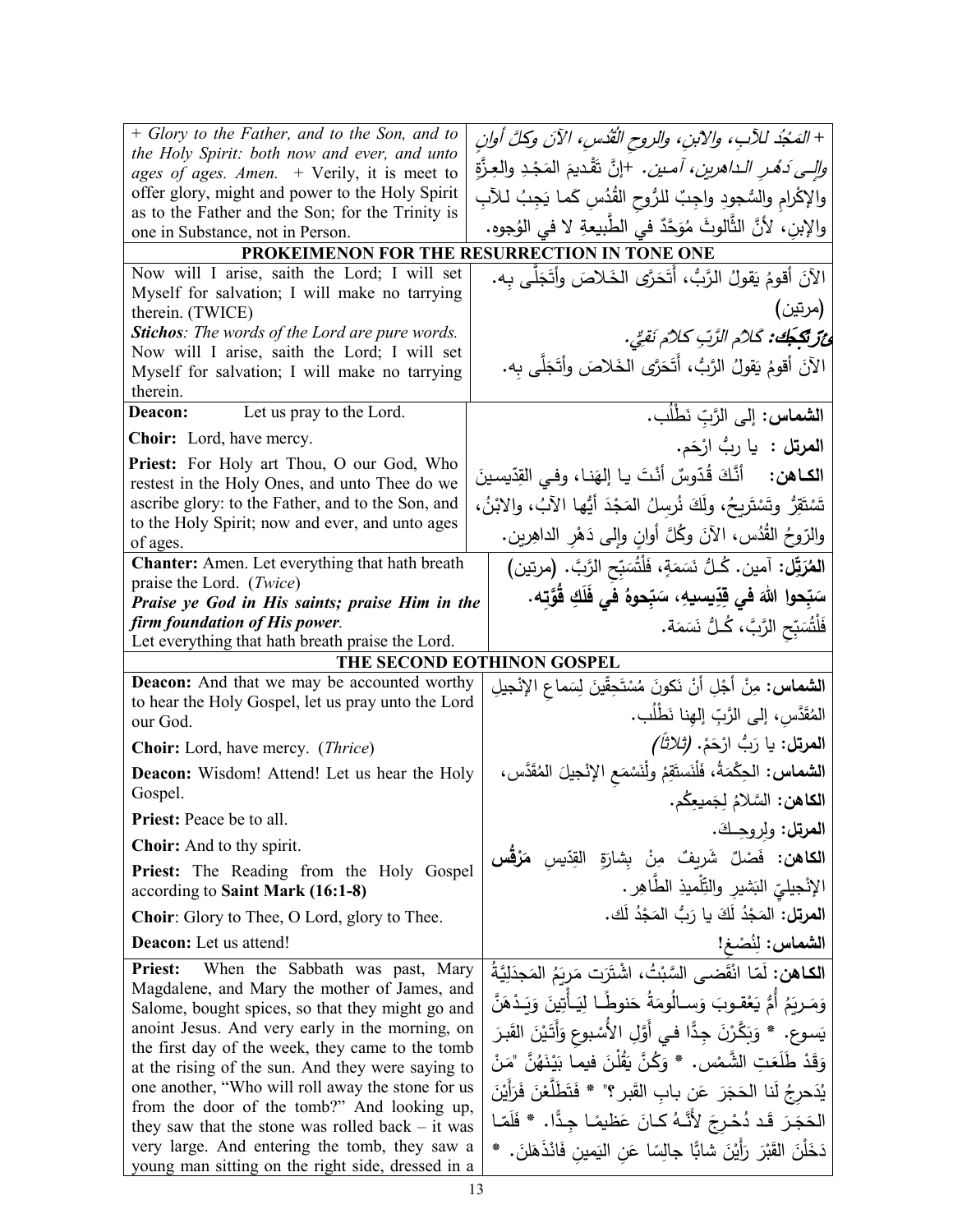| | |
|---|---|
| + *Glory to the Father, and to the Son, and to the Holy Spirit: both now and ever, and unto ages of ages. Amen.* + Verily, it is meet to offer glory, might and power to the Holy Spirit as to the Father and the Son; for the Trinity is one in Substance, not in Person. | + *المَجْدُ للآبِ، والابنِ، والروحِ القُدُسِ، الآنَ وكلَّ أوانٍ وإلى دَهْرِ الداهرين، آمين.* +إنَّ تَقْديمَ المَجْدِ والعِزَّةِ والإكْرامِ والسُّجودِ واجِبٌ للرُّوحِ القُدُسِ كَما يَجِبُ للآبِ والإبنِ، لأنَّ الثَّالوثَ مُوَحَّدٌ في الطَّبيعةِ لا في الوُجوه. |

**PROKEIMENON FOR THE RESURRECTION IN TONE ONE**

| | |
|---|---|
| Now will I arise, saith the Lord; I will set Myself for salvation; I will make no tarrying therein. (TWICE) | الآنَ أقومُ يَقولُ الرَّبُّ، أَتَحَرَّى الخَلاصَ وأَتَجَلَّى بِه. (مرتين) |
| ***Stichos**: The words of the Lord are pure words.* | ***عِزّ تَكِجَك:** كَلامُ الرَّبِّ كَلامٌ نَقِيٌّ.* |
| Now will I arise, saith the Lord; I will set Myself for salvation; I will make no tarrying therein. | الآنَ أقومُ يَقولُ الرَّبُّ، أَتَحَرَّى الخَلاصَ وأَتَجَلَّى بِه. |
| **Deacon:** Let us pray to the Lord. | **الشماس:** إلى الرَّبِّ نَطْلُب. |
| **Choir:** Lord, have mercy. | **المرتل :** يا ربُّ ارْحَم. |
| **Priest:** For Holy art Thou, O our God, Who restest in the Holy Ones, and unto Thee do we ascribe glory: to the Father, and to the Son, and to the Holy Spirit; now and ever, and unto ages of ages. | **الكـاهن:** أنَّكَ قُدّوسٌ أنْتَ يا إلهَنا، وفي القِدّيسينَ تَسْتَقِرُّ وتَسْتَريحُ، ولَكَ نُرسِلُ المَجْدَ أيُّها الآبُ، والابْنُ، والرّوحُ القُدُس، الآنَ وكُلَّ أوانٍ وإلى دَهْرِ الداهِرين. |
| **Chanter:** Amen. Let everything that hath breath praise the Lord. (*Twice*) | **المُرَتِّل:** آمين. كُـلُّ نَسَمَةٍ، فَلْتُسَبِّحِ الرَّبَّ. (مرتين) |
| ***Praise ye God in His saints; praise Him in the firm foundation of His power.*** | **سَبِّحوا اللهَ في قِدِّيسيهِ، سَبِّحوهُ في فَلَكِ قُوَّتِه.** |
| Let everything that hath breath praise the Lord. | فَلْتُسَبِّحِ الرَّبَّ، كُـلُّ نَسَمَة. |

**THE SECOND EOTHINON GOSPEL**

| | |
|---|---|
| **Deacon:** And that we may be accounted worthy to hear the Holy Gospel, let us pray unto the Lord our God. | **الشماس:** مِنْ أَجْلِ أَنْ نَكونَ مُسْتَحِقّينَ لِسَماعِ الإنْجيلِ المُقَدَّسِ، إلى الرَّبِّ إلهِنا نَطْلُب. |
| **Choir:** Lord, have mercy. (*Thrice*) | **المرتل:** يا رَبُّ ارْحَمْ. *(ثلاثاً)* |
| **Deacon:** Wisdom! Attend! Let us hear the Holy Gospel. | **الشماس:** الحِكْمَةُ، فَلْنَستَقِمْ ولْنَسْمَعِ الإنْجيلَ المُقَدَّس، |
| **Priest:** Peace be to all. | **الكاهن:** السَّلامُ لِجَميعِكُم. |
| **Choir:** And to thy spirit. | **المرتل:** ولِروحِـكَ. |
| **Priest:** The Reading from the Holy Gospel according to **Saint Mark (16:1-8)** | **الكاهن:** فَصْلٌ شَريفٌ مِنْ بِشارَةِ القِدّيسِ **مَرْقُس** الإنْجيليّ البَشيرِ والتِّلْميذِ الطَّاهِر. |
| **Choir**: Glory to Thee, O Lord, glory to Thee. | **المرتل:** المَجْدُ لَكَ يا رَبُّ المَجْدُ لَك. |
| **Deacon:** Let us attend! | **الشماس:** لِنُصْغِ! |
| **Priest:** When the Sabbath was past, Mary Magdalene, and Mary the mother of James, and Salome, bought spices, so that they might go and anoint Jesus. And very early in the morning, on the first day of the week, they came to the tomb at the rising of the sun. And they were saying to one another, "Who will roll away the stone for us from the door of the tomb?" And looking up, they saw that the stone was rolled back – it was very large. And entering the tomb, they saw a young man sitting on the right side, dressed in a | **الكاهن:** لَمّا انْقَضى السَّبْتُ، اشْتَرَت مَريَمُ المَجدَلِيَّةُ وَمَريَمُ أُمُّ يَعْقوبَ وَسالُومَةُ حَنوطًا لِيَأْتِينَ وَيَدْهَنَّ يَسوع. * وَبَكَّرْنَ جِدًّا في أَوَّلِ الأُسْبوعِ وَأَتَيْنَ القَبرَ وَقَدْ طَلَعَتِ الشَّمْس. * وَكُنَّ يَقُلْنَ فيما بَيْنَهُنَّ "مَنْ يُدحرِجُ لَنا الحَجَرَ عَن بابِ القَبر؟" * فَتَطَلَّعْنَ فَرَأَيْنَ الحَجَرَ قَد دُحْرِجَ لأَنَّهُ كانَ عَظيمًا جِدًّا. * فَلَمّا دَخَلْنَ القَبْرَ رَأَيْنَ شابًّا جالِسًا عَنِ اليَمينِ فَانْذَهَلنَ. * |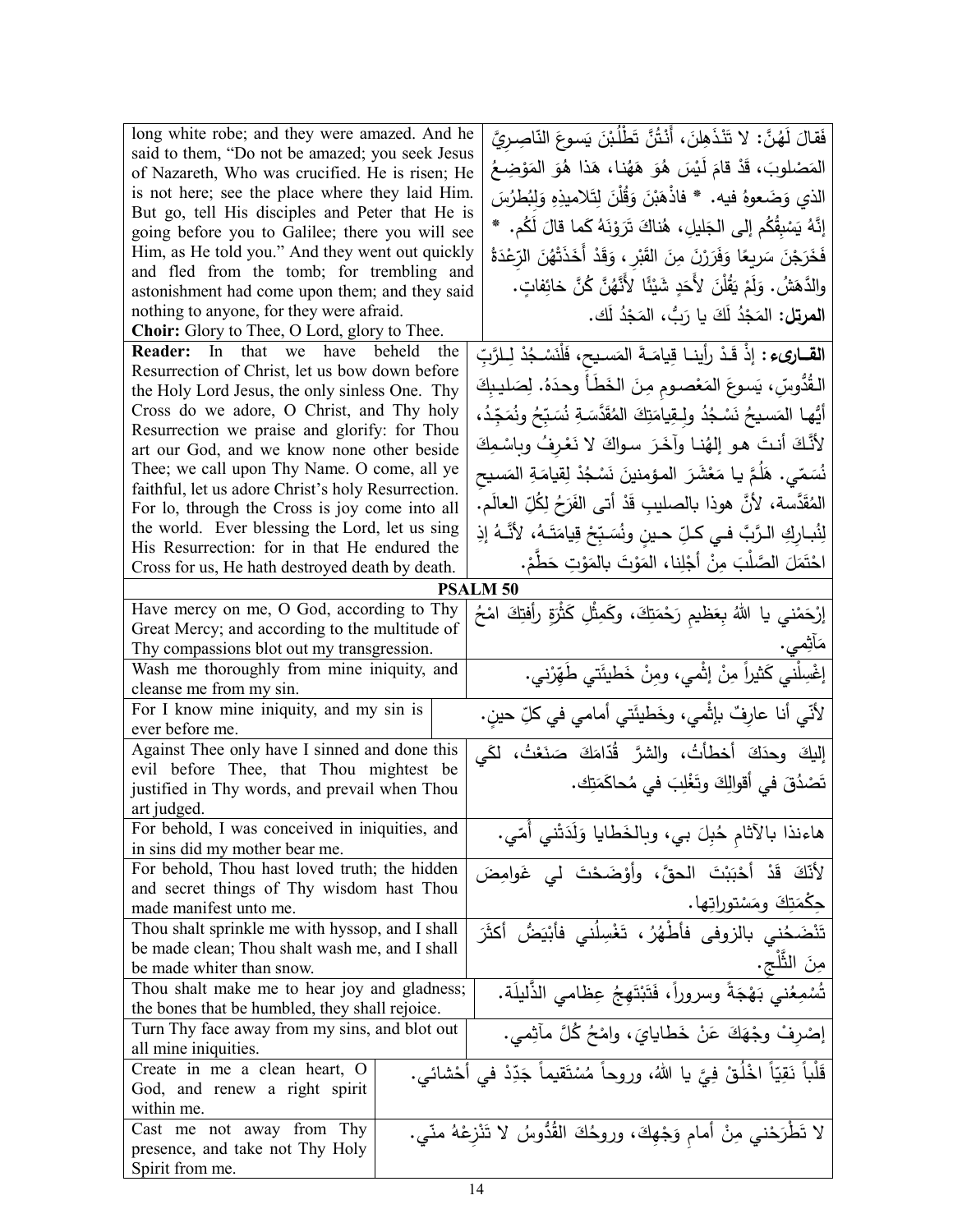| | |
|---|---|
| long white robe; and they were amazed. And he said to them, "Do not be amazed; you seek Jesus of Nazareth, Who was crucified. He is risen; He is not here; see the place where they laid Him. But go, tell His disciples and Peter that He is going before you to Galilee; there you will see Him, as He told you." And they went out quickly and fled from the tomb; for trembling and astonishment had come upon them; and they said nothing to anyone, for they were afraid.<br>**Choir:** Glory to Thee, O Lord, glory to Thee. | فَقالَ لَهُنَّ: لا تَنْذَهِلنَ، أَنْتُنَّ تَطْلُبْنَ يَسوعَ النَّاصِرِيَّ المَصْلوبَ، قَدْ قامَ لَيْسَ هُوَ هَهُنا، هَذا هُوَ المَوْضِعُ الذي وَضَعوهُ فيه. * فاذْهَبْنَ وَقُلْنَ لِتَلاميذِهِ وَلِبُطْرُسَ إنَّهُ يَسْبِقُكُم إلى الجَليلِ، هُناكَ تَرَوْنَهُ كَما قالَ لَكُم. * فَخَرَجْنَ سَريعًا وَفَرَرْنَ مِنَ القَبْرِ، وَقَدْ أَخَذَتْهُنَّ الرِّعْدَةُ والدَّهَشُ. وَلَمْ يَقُلْنَ لأَحَدٍ شَيْئًا لأَنَّهُنَّ كُنَّ خائِفاتٍ.<br>**المرتل:** المَجْدُ لَكَ يا رَبُّ، المَجْدُ لَك. |
| **Reader:** In that we have beheld the Resurrection of Christ, let us bow down before the Holy Lord Jesus, the only sinless One. Thy Cross do we adore, O Christ, and Thy holy Resurrection we praise and glorify: for Thou art our God, and we know none other beside Thee; we call upon Thy Name. O come, all ye faithful, let us adore Christ's holy Resurrection. For lo, through the Cross is joy come into all the world. Ever blessing the Lord, let us sing His Resurrection: for in that He endured the Cross for us, He hath destroyed death by death. | **القارىء:** إذْ قَدْ رأينا قِيامَةَ المَسيحِ، فَلْنَسْجُدْ لِلرَّبِّ القُدُّوسِ، يَسوعَ المَعْصومِ مِنَ الخَطَأ وحدَهُ. لِصَليبِكَ أيُّها المَسيحُ نَسْجُدُ ولِقِيامَتِكَ المُقَدَّسَةِ نُسَبِّحُ ونُمَجِّدُ، لأنَّكَ أنتَ هو إلهُنا وآخَرَ سواكَ لا نَعْرِفُ وباسْمِكَ نُسَمّي. هَلُمَّ يا مَعْشَرَ المؤمنينَ نَسْجُدْ لِقيامَةِ المَسيحِ المُقَدَّسة، لأنَّ هوذا بالصليبِ قَدْ أتى الفَرَحُ لِكُلِّ العالَم. لِنُبارِكِ الرَّبَّ في كلِّ حينٍ ونُسَبِّحْ قِيامَتَهُ، لأنَّهُ إذِ احْتَمَلَ الصَّلْبَ مِنْ أجْلِنا، المَوْتَ بالمَوْتِ حَطَّمْ. |

## PSALM 50

| | |
|---|---|
| Have mercy on me, O God, according to Thy Great Mercy; and according to the multitude of Thy compassions blot out my transgression. | إرْحَمْني يا اللهُ بِعَظيمِ رَحْمَتِكَ، وكَمِثْلِ كَثْرَةِ رأفتِكَ امْحُ مَآثِمي. |
| Wash me thoroughly from mine iniquity, and cleanse me from my sin. | إغْسِلْني كَثيراً مِنْ إثْمي، ومِنْ خَطيئَتي طَهِّرْني. |
| For I know mine iniquity, and my sin is ever before me. | لأنّي أنا عارِفٌ بإثْمي، وخَطيئَتي أمامي في كلِّ حينٍ. |
| Against Thee only have I sinned and done this evil before Thee, that Thou mightest be justified in Thy words, and prevail when Thou art judged. | إليكَ وحدَكَ أخطأتُ، والشرَّ قُدّامَكَ صَنَعْتُ، لكَي تَصْدُقَ في أقوالِكَ وتَغْلِبَ في مُحاكَمَتِك. |
| For behold, I was conceived in iniquities, and in sins did my mother bear me. | هاءنذا بالآثامِ حُبِلَ بي، وبالخَطايا وَلَدَتْني أُمّي. |
| For behold, Thou hast loved truth; the hidden and secret things of Thy wisdom hast Thou made manifest unto me. | لأنّكَ قَدْ أحْبَبْتَ الحقَّ، وأوْضَحْتَ لي غَوامِضَ حِكْمَتِكَ ومَسْتوراتِها. |
| Thou shalt sprinkle me with hyssop, and I shall be made clean; Thou shalt wash me, and I shall be made whiter than snow. | تَنْضَحُني بالزوفى فأطْهُرُ، تَغْسِلُني فأبْيَضُّ أكثَرَ مِنَ الثَّلْجِ. |
| Thou shalt make me to hear joy and gladness; the bones that be humbled, they shall rejoice. | تُسْمِعُني بَهْجَةً وسروراً، فَتَبْتَهِجُ عِظامي الذَّليلَة. |
| Turn Thy face away from my sins, and blot out all mine iniquities. | إصْرِفْ وجْهَكَ عَنْ خَطايايَ، وامْحُ كُلَّ مآثِمي. |
| Create in me a clean heart, O God, and renew a right spirit within me. | قَلْباً نَقِيّاً اخْلُقْ فِيَّ يا اللهُ، وروحاً مُسْتَقيماً جَدِّدْ في أحْشائي. |
| Cast me not away from Thy presence, and take not Thy Holy Spirit from me. | لا تَطْرَحْني مِنْ أمامِ وَجْهِكَ، وروحُكَ القُدُّوسُ لا تَنْزِعْهُ منّي. |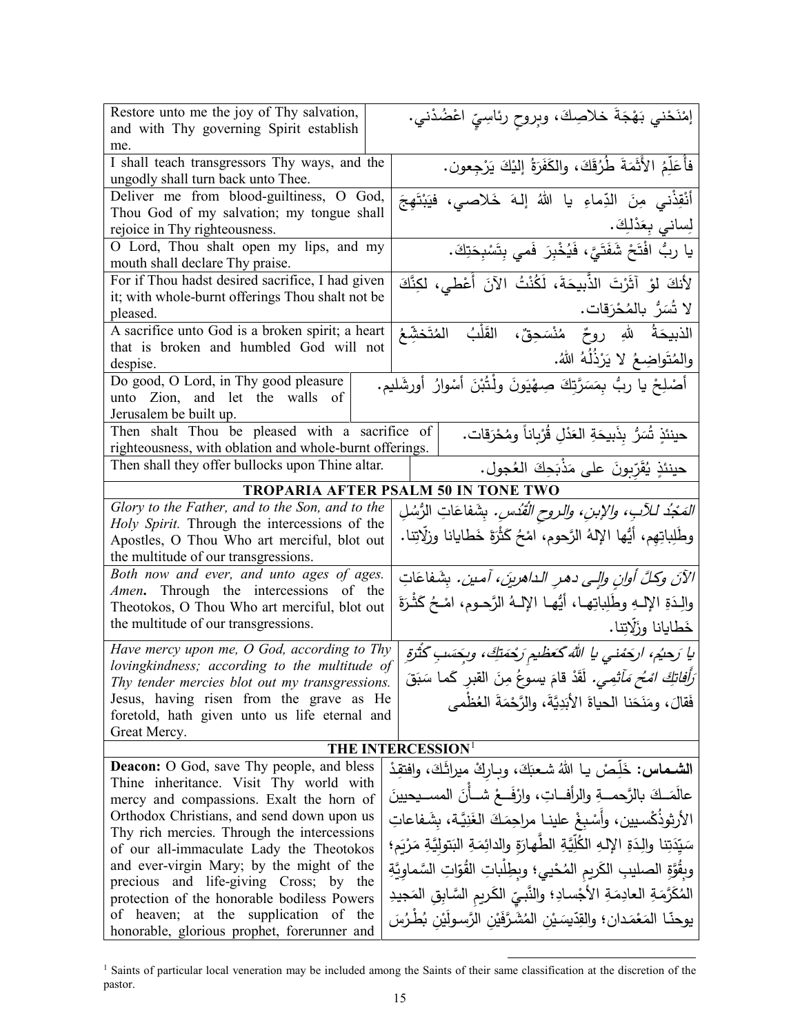| | |
|---|---|
| Restore unto me the joy of Thy salvation, and with Thy governing Spirit establish me. | إمْنَحْني بَهْجَةَ خلاصِكَ، وبِروحٍ رئاسِيٍّ اعْضُدْني. |
| I shall teach transgressors Thy ways, and the ungodly shall turn back unto Thee. | فأُعَلِّمُ الأَثَمَةَ طُرُقَكَ، والكَفَرَةُ إليْكَ يَرْجِعون. |
| Deliver me from blood-guiltiness, O God, Thou God of my salvation; my tongue shall rejoice in Thy righteousness. | أَنْقِذْني مِنَ الدِّماءِ يا اللهُ إلهَ خَلاصي، فيَبْتَهِجَ لِساني بِعَدْلِكَ. |
| O Lord, Thou shalt open my lips, and my mouth shall declare Thy praise. | يا ربُّ افْتَحْ شَفَتَيَّ، فَيُخْبِرَ فَمي بِتَسْبِحَتِكَ. |
| For if Thou hadst desired sacrifice, I had given it; with whole-burnt offerings Thou shalt not be pleased. | لأنكَ لوْ آثَرْتَ الذَّبيحَةَ، لَكُنْتُ الآنَ أُعْطي، لكنَّكَ لا تُسَرُّ بالمُحْرَقات. |
| A sacrifice unto God is a broken spirit; a heart that is broken and humbled God will not despise. | الذبيحَةُ للهِ روحٌ مُنْسَحِقٌ، القَلْبُ المُتَخَشِّعُ والمُتَواضِعُ لا يَرْذُلُهُ اللهُ. |
| Do good, O Lord, in Thy good pleasure unto Zion, and let the walls of Jerusalem be built up. | أَصْلِحْ يا ربُّ بِمَسَرَّتِكَ صِهْيَونَ ولْتُبْنَ أسْوارُ أورشَليم. |
| Then shalt Thou be pleased with a sacrifice of righteousness, with oblation and whole-burnt offerings. | حينئذٍ تُسَرُّ بِذَبيحَةِ العَدْلِ قُرْباناً ومُحْرَقات. |
| Then shall they offer bullocks upon Thine altar. | حينئذٍ يُقَرِّبونَ على مَذْبَحِكَ العُجول. |

## TROPARIA AFTER PSALM 50 IN TONE TWO

| | |
|---|---|
| *Glory to the Father, and to the Son, and to the Holy Spirit.* Through the intercessions of the Apostles, O Thou Who art merciful, blot out the multitude of our transgressions. | *المَجْدُ للآبِ، والإبنِ، والروحِ القُدُس.* بِشَفاعَاتِ الرُّسُلِ وطَلِباتِهِم، أيُّها الإلهُ الرَّحوم، امْحُ كَثْرَةَ خَطايانا وزلّاتِنا. |
| *Both now and ever, and unto ages of ages. Amen*. Through the intercessions of the Theotokos, O Thou Who art merciful, blot out the multitude of our transgressions. | *الآنَ وكلَّ أوانٍ وإلى دهرِ الداهرينَ، آمين.* بِشَفاعَاتِ والِدَةِ الإلهِ وطَلِباتِها، أيُّها الإلهُ الرَّحوم، امْحُ كَثْرَةَ خَطايانا وزلّاتِنا. |
| *Have mercy upon me, O God, according to Thy lovingkindness; according to the multitude of Thy tender mercies blot out my transgressions.* Jesus, having risen from the grave as He foretold, hath given unto us life eternal and Great Mercy. | *يا رَحيمُ، ارحَمْني يا اللهُ كَعَظيمِ رَحْمَتِكَ، وبِحَسَبِ كَثْرةِ رَأفاتِكَ امْحُ مَآثِمي.* لَقَدْ قامَ يسوعُ مِنَ القبرِ كَما سَبَقَ فَقالَ، ومَنَحَنا الحياةَ الأبَدِيَّةَ، والرَّحْمَةَ العُظْمى |

## THE INTERCESSION[1]

| | |
|---|---|
| **Deacon:** O God, save Thy people, and bless Thine inheritance. Visit Thy world with mercy and compassions. Exalt the horn of Orthodox Christians, and send down upon us Thy rich mercies. Through the intercessions of our all-immaculate Lady the Theotokos and ever-virgin Mary; by the might of the precious and life-giving Cross; by the protection of the honorable bodiless Powers of heaven; at the supplication of the honorable, glorious prophet, forerunner and | **الشماس:** خَلِّصْ يا اللهُ شعبَكَ، وبارِكْ ميراثَكَ، وافتقِدْ عالَمَكَ بالرَّحمةِ والرأفاتِ، وارْفَعْ شأْنَ المسيحيينَ الأرثوذُكْسيين، وأَسْبِغْ علينا مراحِمَكَ الغَنِيَّة، بِشَفاعاتِ سَيِّدَتِنا والِدَةِ الإلهِ الكُلِّيَّةِ الطَّهارَةِ والدائِمَةِ البَتوليَّةِ مَرْيَم؛ وبِقُوَّةِ الصليبِ الكَريمِ المُحْيي؛ وبِطِلْباتِ القُوّاتِ السَّماويَّةِ المُكَرَّمَةِ العادِمَةِ الأجْسادِ؛ والنَّبيِّ الكَريمِ السَّابِقِ المَجيدِ يوحنّا المَعْمَدان؛ والقِدّيسَيْنِ المُشَرَّفَيْنِ الرَّسولَيْنِ بُطْرُسَ |

[1] Saints of particular local veneration may be included among the Saints of their same classification at the discretion of the pastor.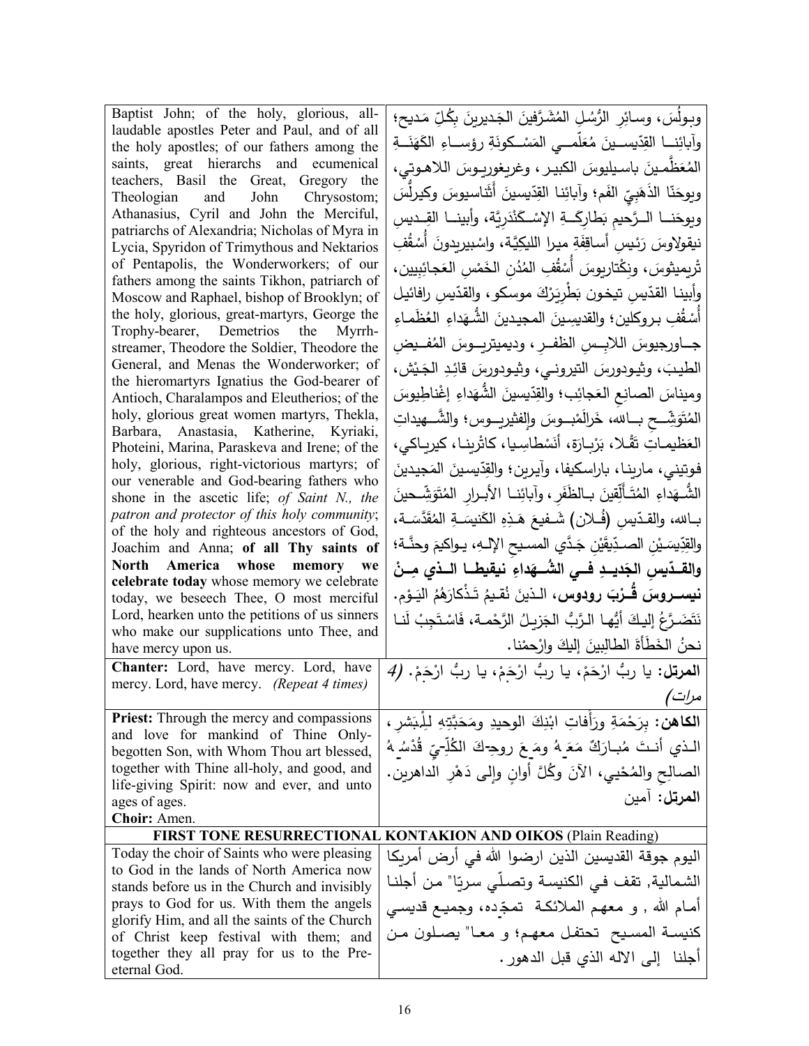| | |
|---|---|
| Baptist John; of the holy, glorious, all-laudable apostles Peter and Paul, and of all the holy apostles; of our fathers among the saints, great hierarchs and ecumenical teachers, Basil the Great, Gregory the Theologian and John Chrysostom; Athanasius, Cyril and John the Merciful, patriarchs of Alexandria; Nicholas of Myra in Lycia, Spyridon of Trimythous and Nektarios of Pentapolis, the Wonderworkers; of our fathers among the saints Tikhon, patriarch of Moscow and Raphael, bishop of Brooklyn; of the holy, glorious, great-martyrs, George the Trophy-bearer, Demetrios the Myrrh-streamer, Theodore the Soldier, Theodore the General, and Menas the Wonderworker; of the hieromartyrs Ignatius the God-bearer of Antioch, Charalampos and Eleutherios; of the holy, glorious great women martyrs, Thekla, Barbara, Anastasia, Katherine, Kyriaki, Photeini, Marina, Paraskeva and Irene; of the holy, glorious, right-victorious martyrs; of our venerable and God-bearing fathers who shone in the ascetic life; *of Saint N., the patron and protector of this holy community*; of the holy and righteous ancestors of God, Joachim and Anna; **of all Thy saints of North America whose memory we celebrate today** whose memory we celebrate today, we beseech Thee, O most merciful Lord, hearken unto the petitions of us sinners who make our supplications unto Thee, and have mercy upon us. | وبولُسَ، وسائِرِ الرُّسُلِ المُشَرَّفينَ الجَديرينَ بِكُلِّ مَديحٍ؛ وآبائِنا القِدّيسينَ مُعَلِّمي المَسْكونَةِ رؤساءِ الكَهَنَةِ المُعظَّمينَ باسيليوسَ الكبير، وغريغوريوسَ اللاهوتي، ويوحَنّا الذَهَبِيّ الفَم؛ وآبائِنا القِدّيسينَ أَثَناسيوسَ وكيرلُّسَ ويوحَنا الرَّحيمِ بَطارِكَةِ الإسْكَنْدَرِيَّة، وأبينا القِديسِ نيقولاوسَ رَئيسِ أساقِفَةِ ميرا الليكِيَّة، واسْبيريدونَ أُسْقُفِ تْريميثوسَ، ونِكْتاريوسَ أُسْقُفِ المُدُنِ الخَمْسِ العَجائِبِيين، وأبينا القدّيسِ تيخون بَطْرِيَرْكَ موسكو، والقِدّيسِ رافائيل أُسْقُفِ بروكلين؛ والقديسينَ المجيدينَ الشُّهَداءِ العُظَماءِ جاورجيوسَ اللابِسِ الظفر، وديميتريوسَ المُفيضِ الطيبَ، وثيودورسَ التيروني، وثيودورسَ قائِدِ الجَيْش، ومِيناسَ الصانِعِ العَجائِب؛ والقِدّيسينَ الشُّهَداءِ إغْناطِيوسَ المُتَوَشِّحِ بالله، خَرالَمْبوسَ وإلفثيريوس؛ والشَّهيداتِ العَظيماتِ تَقْلا، بَرْبارَة، أنَسْطاسِيا، كاتْرينا، كيرياكي، فوتيني، مارينا، باراسكيفا، وآيرين؛ والقِدّيسينَ المَجيدينَ الشُّهَداءِ المُتَأَلِّقينَ بالظَفَرِ، وآبائِنا الأبرارِ المُتَوَشِّحينَ بالله، والقدّيسِ (فُلان) شَفيعَ هَذِهِ الكَنيسَةِ المُقَدَّسَة، والقِدّيسَيْنِ الصدِّيقَيْنِ جَدَّي المسيحِ الإلهِ، يواكيمَ وحنَّة؛ **والقدّيسِ الجَديدِ في الشُّهَداءِ نيقيطا الذي مِنْ نيسروسَ قُرْبَ رودوس**، الذينَ نُقيمُ تَذْكارَهُمُ اليَوْم. نَتَضَرَّعُ إليكَ أيُّها الرَّبُّ الجَزيلُ الرَّحْمة، فَاسْتَجِبْ لَنا نحنُ الخَطَأةَ الطالِبينَ إليكَ وارْحمْنا. |
| **Chanter:** Lord, have mercy. Lord, have mercy. Lord, have mercy. *(Repeat 4 times)* | **المرتل:** يا ربُّ ارْحَمْ، يا ربُّ ارْحَمْ، يا ربُّ ارْحَمْ. *(4 مرات)* |
| **Priest:** Through the mercy and compassions and love for mankind of Thine Only-begotten Son, with Whom Thou art blessed, together with Thine all-holy, and good, and life-giving Spirit: now and ever, and unto ages of ages.<br>**Choir:** Amen. | **الكاهن:** بِرَحْمَةِ ورَأَفاتِ ابْنِكَ الوحيدِ ومَحَبَّتِهِ لِلْبَشَرِ، الذي أنتَ مُبارَكٌ مَعَهُ ومَعَ روحِكَ الكُلِّيِّ قُدْسُهُ الصالِحِ والمُحْيي، الآنَ وكُلَّ أوانٍ وإلى دَهْرِ الداهرين.<br>**المرتل:** آمين |

**FIRST TONE RESURRECTIONAL KONTAKION AND OIKOS** (Plain Reading)

| | |
|---|---|
| Today the choir of Saints who were pleasing to God in the lands of North America now stands before us in the Church and invisibly prays to God for us. With them the angels glorify Him, and all the saints of the Church of Christ keep festival with them; and together they all pray for us to the Pre-eternal God. | اليوم جوقة القديسين الذين ارضوا الله في أرض أمريكا الشمالية, تقف في الكنيسة وتصلّي سريّا" من أجلنا أمام الله , و معهم الملائكة تمجّده، وجميع قديسي كنيسة المسيح تحتفل معهم؛ و معا" يصلون من أجلنا إلى الاله الذي قبل الدهور. |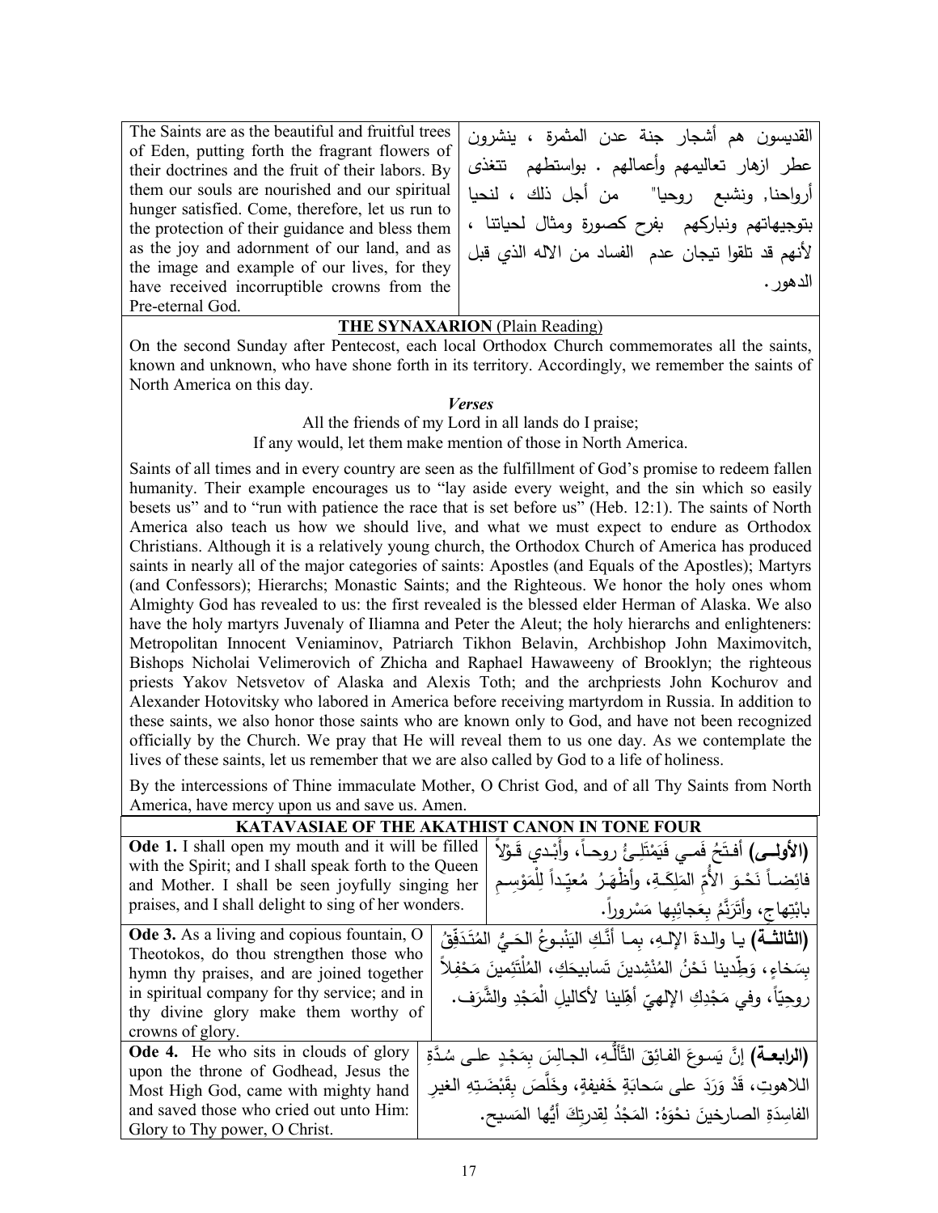| The Saints are as the beautiful and fruitful trees of Eden, putting forth the fragrant flowers of their doctrines and the fruit of their labors. By them our souls are nourished and our spiritual hunger satisfied. Come, therefore, let us run to the protection of their guidance and bless them as the joy and adornment of our land, and as the image and example of our lives, for they have received incorruptible crowns from the Pre-eternal God. | القديسون هم أشجار جنة عدن المثمرة ، ينشرون عطر ازهار تعاليمهم وأعمالهم . بواسطتهم تتغذى أرواحنا, ونشبع روحيا" من أجل ذلك ، لنحيا بتوجيهاتهم ونباركهم بفرح كصورة ومثال لحياتنا ، لأنهم قد تلقوا تيجان عدم الفساد من الاله الذي قبل الدهور. |
|---|---|

**THE SYNAXARION** (Plain Reading)

On the second Sunday after Pentecost, each local Orthodox Church commemorates all the saints, known and unknown, who have shone forth in its territory. Accordingly, we remember the saints of North America on this day.

***Verses***

All the friends of my Lord in all lands do I praise;
If any would, let them make mention of those in North America.

Saints of all times and in every country are seen as the fulfillment of God's promise to redeem fallen humanity. Their example encourages us to "lay aside every weight, and the sin which so easily besets us" and to "run with patience the race that is set before us" (Heb. 12:1). The saints of North America also teach us how we should live, and what we must expect to endure as Orthodox Christians. Although it is a relatively young church, the Orthodox Church of America has produced saints in nearly all of the major categories of saints: Apostles (and Equals of the Apostles); Martyrs (and Confessors); Hierarchs; Monastic Saints; and the Righteous. We honor the holy ones whom Almighty God has revealed to us: the first revealed is the blessed elder Herman of Alaska. We also have the holy martyrs Juvenaly of Iliamna and Peter the Aleut; the holy hierarchs and enlighteners: Metropolitan Innocent Veniaminov, Patriarch Tikhon Belavin, Archbishop John Maximovitch, Bishops Nicholai Velimerovich of Zhicha and Raphael Hawaweeny of Brooklyn; the righteous priests Yakov Netsvetov of Alaska and Alexis Toth; and the archpriests John Kochurov and Alexander Hotovitsky who labored in America before receiving martyrdom in Russia. In addition to these saints, we also honor those saints who are known only to God, and have not been recognized officially by the Church. We pray that He will reveal them to us one day. As we contemplate the lives of these saints, let us remember that we are also called by God to a life of holiness.

By the intercessions of Thine immaculate Mother, O Christ God, and of all Thy Saints from North America, have mercy upon us and save us. Amen.

**KATAVASIAE OF THE AKATHIST CANON IN TONE FOUR**

| | |
|---|---|
| **Ode 1.** I shall open my mouth and it will be filled with the Spirit; and I shall speak forth to the Queen and Mother. I shall be seen joyfully singing her praises, and I shall delight to sing of her wonders. | **(الأولى)** أفتَحُ فَمي فَيَمْتَلِئُ روحاً، وأبْدي قَولاً فائِضاً نَحْوَ الأُمِّ المَلِكَةِ، وأظْهَرُ مُعيِّداً لِلْمَوْسِمِ بابْتِهاجٍ، وأتَرَنَّمُ بِعَجائِبِها مَسْروراً. |
| **Ode 3.** As a living and copious fountain, O Theotokos, do thou strengthen those who hymn thy praises, and are joined together in spiritual company for thy service; and in thy divine glory make them worthy of crowns of glory. | **(الثالثة)** يا والدةَ الإلهِ، بِما أنَّكِ اليَنْبوعُ الحَيُّ المُتَدَفِّقُ بِسَخاءٍ، وَطِّدينا نَحْنُ المُنْشِدينَ تَسابيحَكِ، المُلْتَئِمينَ مَحْفِلاً روحِيّاً، وفي مَجْدِكِ الإلهيّ أهِّلينا لأكاليلِ الْمَجْدِ والشَّرَف. |
| **Ode 4.** He who sits in clouds of glory upon the throne of Godhead, Jesus the Most High God, came with mighty hand and saved those who cried out unto Him: Glory to Thy power, O Christ. | **(الرابعة)** إنَّ يَسوعَ الفائِقَ التَّأَلُّهِ، الجالِسَ بِمَجْدٍ على سُدَّةِ اللاهوتِ، قَدْ وَرَدَ على سَحابَةٍ خَفيفةٍ، وخَلَّصَ بِقَبْضَتِهِ الغيرِ الفاسِدَةِ الصارخينَ نحْوَهُ: المَجْدُ لِقدرتِكَ أيُّها المَسيح. |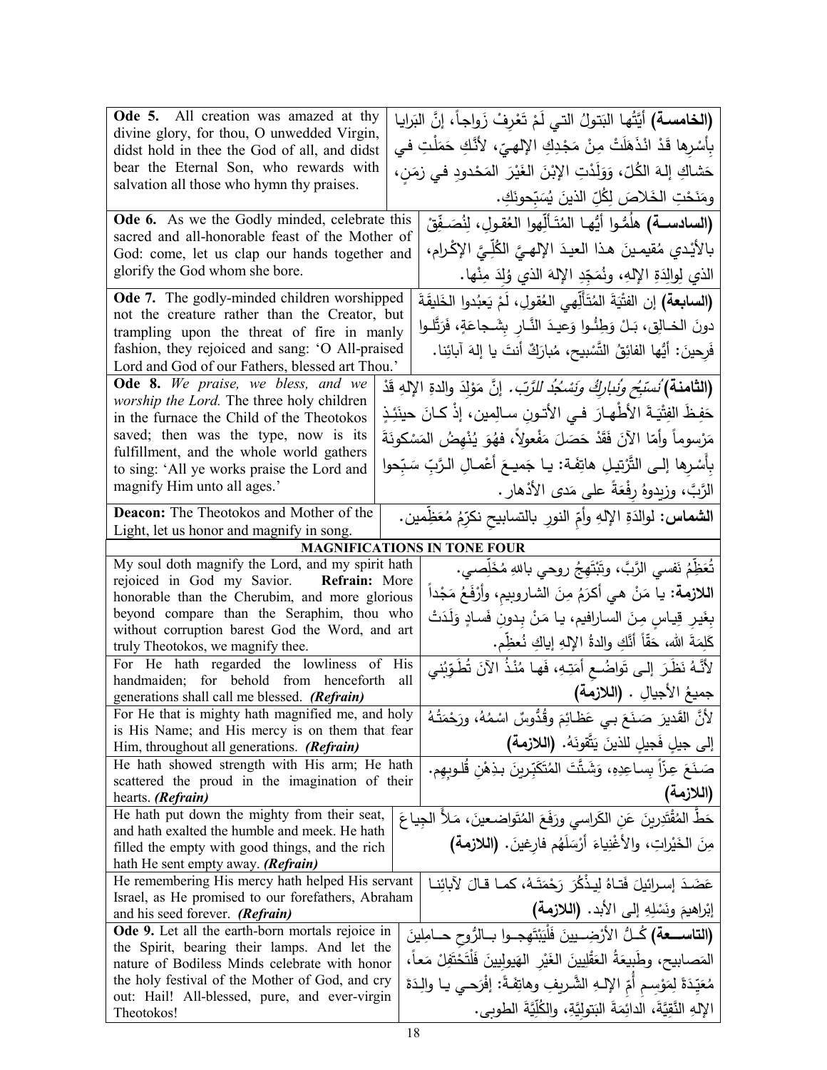| English | Arabic |
|---|---|
| **Ode 5.** All creation was amazed at thy divine glory, for thou, O unwedded Virgin, didst hold in thee the God of all, and didst bear the Eternal Son, who rewards with salvation all those who hymn thy praises. | **(الخامسة)** أَيَّتُها البَتولُ التي لَمْ تَعْرِفْ زَواجاً، إنَّ البَرايا بِأَسْرِها قَدْ انْذَهَلَتْ مِنْ مَجْدِكِ الإلهيّ، لأنَّكِ حَمَلْتِ في حَشاكِ إلهَ الكُلّ، وَوَلَدْتِ الإبْنَ الغَيْرَ المَحدودِ في زمَنٍ، ومَنَحْتِ الخَلاصَ لِكُلِّ الذينَ يُسَبِّحونَكِ. |
| **Ode 6.** As we the Godly minded, celebrate this sacred and all-honorable feast of the Mother of God: come, let us clap our hands together and glorify the God whom she bore. | **(السادسة)** هلُمُّوا أيُّها المُتَأَلِّهوا العُقولِ، لِنُصَفِّقْ بالأيْدي مُقيمينَ هذا العيدَ الإلهيَّ الكُلِّيَّ الإكْرام، الذي لِوالِدَةِ الإلهِ، ونُمَجِّدِ الإلهَ الذي وُلِدَ مِنْها. |
| **Ode 7.** The godly-minded children worshipped not the creature rather than the Creator, but trampling upon the threat of fire in manly fashion, they rejoiced and sang: 'O All-praised Lord and God of our Fathers, blessed art Thou.' | **(السابعة)** إن الفِتْيَةَ المُتَأَلِّهي العُقولِ، لَمْ يَعبُدوا الخَليقَةَ دونَ الخالِقِ، بَلْ وَطِئُوا وَعيدَ النَّارِ بِشَجاعَةٍ، فَرَتَّلوا فَرِحينَ: أَيُّها الفائِقُ التَّسْبيحِ، مُبارَكٌ أنتَ يا إلهَ آبائِنا. |
| **Ode 8.** *We praise, we bless, and we worship the Lord.* The three holy children in the furnace the Child of the Theotokos saved; then was the type, now is its fulfillment, and the whole world gathers to sing: 'All ye works praise the Lord and magnify Him unto all ages.' | **(الثامنة)** *نُسَبِّحُ وَنُبارِكُ وَنَسْجُدُ لِلرَّبِّ.* إنَّ مَوْلِدَ والدةِ الإلهِ قَدْ حَفِظَ الفِتْيَةَ الأطْهارَ في الأتونِ سالِمين، إذْ كانَ حينَئِذٍ مَرْسوماً وأمّا الآنَ فَقَدْ حَصَلَ مَفْعولاً، فهُوَ يُنْهِضُ المَسْكونَةَ بِأَسْرِها إلى التَّرْتيلِ هاتِفَة: يا جَميعَ أعْمالِ الرَّبِّ سَبِّحوا الرَّبَّ، وزيدوهُ رِفْعَةً على مَدى الأدْهار. |
| **Deacon:** The Theotokos and Mother of the Light, let us honor and magnify in song. | **الشماس:** لوالدَةِ الإلهِ وأمِّ النورِ بالتسابيحِ نكرِّمُ مُعَظِّمين. |

**MAGNIFICATIONS IN TONE FOUR**

| English | Arabic |
|---|---|
| My soul doth magnify the Lord, and my spirit hath rejoiced in God my Savior. **Refrain:** More honorable than the Cherubim, and more glorious beyond compare than the Seraphim, thou who without corruption barest God the Word, and art truly Theotokos, we magnify thee. | تُعَظِّمُ نَفسي الرَّبَّ، وتَبْتَهِجُ روحي باللهِ مُخَلِّصي. **اللازمة:** يا مَنْ هي أكرَمُ مِنَ الشاروبيم، وأرْفَعُ مَجْداً بِغَيرِ قِياسٍ مِنَ السارافيم، يا مَنْ بِدونِ فَسادٍ وَلَدَتْ كَلِمَةَ الله، حَقّاً أنَّكِ والدةُ الإلهِ إياكِ نُعظِّم. |
| For He hath regarded the lowliness of His handmaiden; for behold from henceforth all generations shall call me blessed. *(Refrain)* | لأنَّهُ نَظَرَ إلى تَواضُعِ أمَتِهِ، فَها مُنْذُ الآنَ تُطَوِّبُني جميعُ الأجيالِ . **(اللازمة)** |
| For He that is mighty hath magnified me, and holy is His Name; and His mercy is on them that fear Him, throughout all generations. *(Refrain)* | لأنَّ القَديرَ صَنَعَ بي عَظائِمَ وقُدُّوسٌ اسْمُهُ، ورَحْمَتُهُ إلى جيلٍ فَجيلٍ للذينَ يَتَّقونَهُ. **(اللازمة)** |
| He hath showed strength with His arm; He hath scattered the proud in the imagination of their hearts. *(Refrain)* | صَنَعَ عِزّاً بِساعِدِهِ، وَشَتَّتَ المُتَكَبِّرينَ بِذِهْنِ قُلوبِهِم. **(اللازمة)** |
| He hath put down the mighty from their seat, and hath exalted the humble and meek. He hath filled the empty with good things, and the rich hath He sent empty away. *(Refrain)* | حَطَّ المُقْتَدِرينَ عَنِ الكَراسي ورَفَعَ المُتَواضِعينَ، مَلأَ الجِياعَ مِنَ الخَيْراتِ، والأغْنِياءَ أرْسَلَهُم فارِغينَ. **(اللازمة)** |
| He remembering His mercy hath helped His servant Israel, as He promised to our forefathers, Abraham and his seed forever. *(Refrain)* | عَضَدَ إسرائيلَ فَتاهُ لِيذْكُرَ رَحْمَتَهُ، كما قالَ لآبائِنا إبْراهيمَ ونَسْلِهِ إلى الأبد. **(اللازمة)** |
| **Ode 9.** Let all the earth-born mortals rejoice in the Spirit, bearing their lamps. And let the nature of Bodiless Minds celebrate with honor the holy festival of the Mother of God, and cry out: Hail! All-blessed, pure, and ever-virgin Theotokos! | **(التاسعة)** كُلُّ الأرْضِيينَ فَلْيَبْتَهِجوا بالرُّوحِ حامِلينَ المَصابيح، وطَبيعَةُ العَقْليينَ الغَيْرِ الهَيولِيينَ فَلْتَحْتَفِلْ مَعاً، مُعَيِّدَةً لِمَوْسِمِ أُمِّ الإلهِ الشَّريفِ وهاتِفَةً: إفْرَحي يا والِدَةَ الإلهِ النَّقيَّةَ، الدائِمَةَ البَتولِيَّةِ، والكُلِّيَّةَ الطوبى. |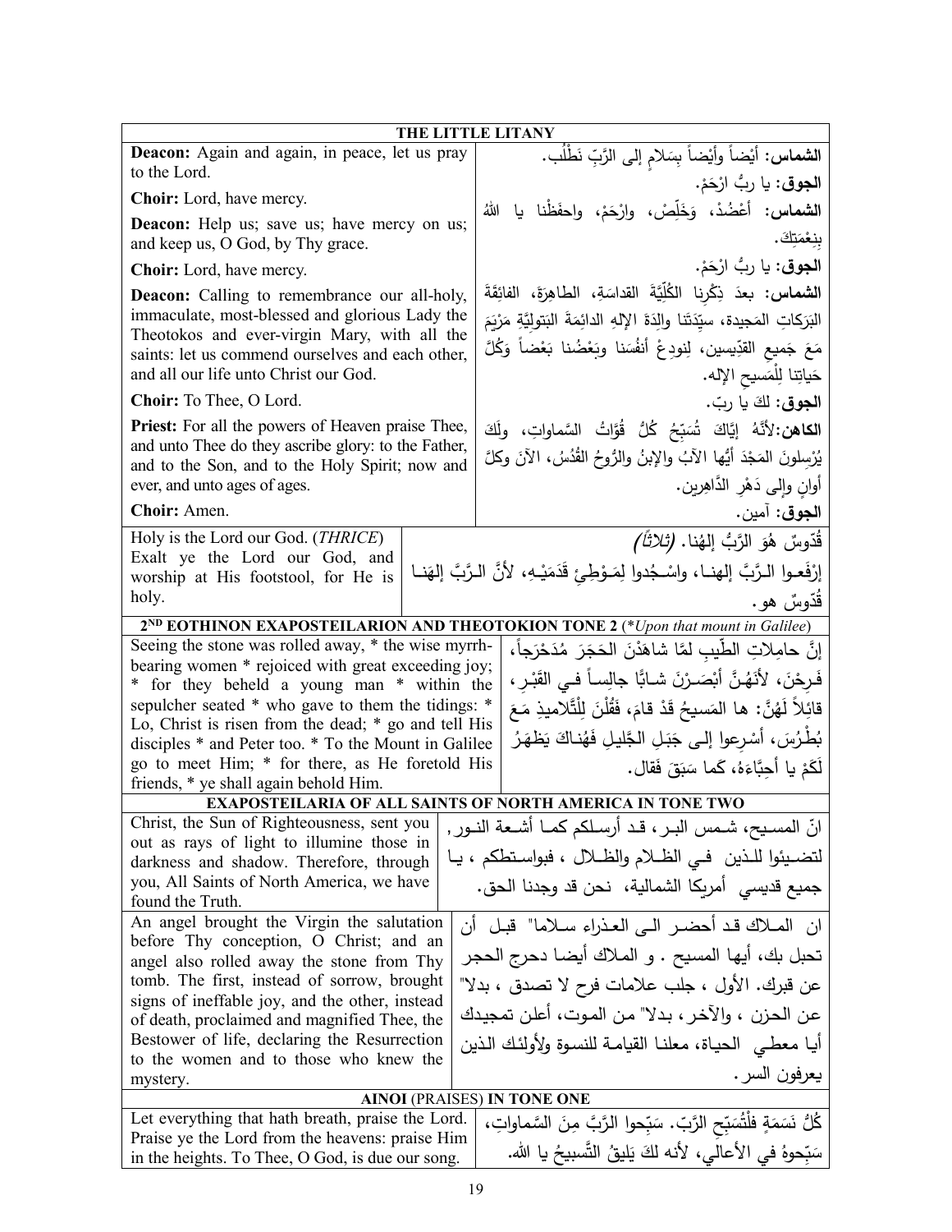## THE LITTLE LITANY

| | |
|---|---|
| **Deacon:** Again and again, in peace, let us pray to the Lord. | **الشماس:** أيْضاً وأيْضاً بِسَلامٍ إلى الرَّبِّ نَطْلُب. |
| **Choir:** Lord, have mercy. | **الجوق:** يا ربُّ ارْحَمْ. |
| **Deacon:** Help us; save us; have mercy on us; and keep us, O God, by Thy grace. | **الشماس:** أعْضُدْ، وَخَلِّصْ، وارْحَمْ، واحفَظْنا يا اللهُ بِنِعْمَتِكَ. |
| **Choir:** Lord, have mercy. | **الجوق:** يا ربُّ ارْحَمْ. |
| **Deacon:** Calling to remembrance our all-holy, immaculate, most-blessed and glorious Lady the Theotokos and ever-virgin Mary, with all the saints: let us commend ourselves and each other, and all our life unto Christ our God. | **الشماس:** بعدَ ذِكْرِنا الكُلِّيَّةَ القداسَةِ، الطاهِرَةَ، الفائِقَةَ البَرَكاتِ المَجيدة، سيِّدَتَنا والِدَةَ الإلهِ الدائِمَةَ البَتوليَّةِ مَرْيَمَ مَعَ جَميعِ القدِّيسين، لِنودِعْ أنفُسَنا وبَعْضُنا بَعْضاً وَكُلَّ حَياتِنا لِلْمَسيحِ الإله. |
| **Choir:** To Thee, O Lord. | **الجوق:** لكَ يا ربّ. |
| **Priest:** For all the powers of Heaven praise Thee, and unto Thee do they ascribe glory: to the Father, and to the Son, and to the Holy Spirit; now and ever, and unto ages of ages. | **الكاهن:** لأنَّهُ إيَّاكَ تُسَبِّحُ كُلُّ قُوَّاتُ السَّماواتِ، ولَكَ يُرْسِلونَ المَجْدَ أيُّها الآبُ والإبنُ والرُّوحُ القُدُسُ، الآنَ وكلَّ أوانٍ وإلى دَهْرِ الدَّاهِرين. |
| **Choir:** Amen. | **الجوق:** آمين. |

| | |
|---|---|
| Holy is the Lord our God. (*THRICE*) Exalt ye the Lord our God, and worship at His footstool, for He is holy. | قُدّوسٌ هُوَ الرَّبُّ إلهُنا. *(ثلاثاً)* إرْفَعوا الـرَّبَّ إلهنـا، واسْـجُدوا لِمَـوْطِئِ قَدَمَيْـهِ، لأنَّ الـرَّبَّ إلهَنـا قُدّوسٌ هو. |

## 2ND EOTHINON EXAPOSTEILARION AND THEOTOKION TONE 2 (*Upon that mount in Galilee*)

| | |
|---|---|
| Seeing the stone was rolled away, * the wise myrrh-bearing women * rejoiced with great exceeding joy; * for they beheld a young man * within the sepulcher seated * who gave to them the tidings: * Lo, Christ is risen from the dead; * go and tell His disciples * and Peter too. * To the Mount in Galilee go to meet Him; * for there, as He foretold His friends, * ye shall again behold Him. | إنَّ حامِلاتِ الطّيبِ لمَّا شاهَدْنَ الحَجَرَ مُدَحْرَجاً، فَرِحْنَ، لأنَهُنَّ أبْصَـرْنَ شـابًّا جالِساً فـي القَبْرِ، قائِلاً لَهُنَّ: ها المَسيحُ قَدْ قامَ، فَقُلْنَ لِلْتَّلاميذِ مَعَ بُطْرُسَ، أسْرِعوا إلـى جَبَلِ الجَّليلِ فَهُناكَ يَظهَرُ لَكُمْ يا أحِبَّاءَهُ، كَما سَبَقَ فَقال. |

## EXAPOSTEILARIA OF ALL SAINTS OF NORTH AMERICA IN TONE TWO

| | |
|---|---|
| Christ, the Sun of Righteousness, sent you out as rays of light to illumine those in darkness and shadow. Therefore, through you, All Saints of North America, we have found the Truth. | انّ المسـيح، شـمس البـر، قـد أرسـلكم كمـا أشـعة النـور, لتضـيئوا للـذين فـي الظـلام والظـلال ، فبواسـتطكم ، يـا جميع قديسي أمريكا الشمالية، نحن قد وجدنا الحق. |
| An angel brought the Virgin the salutation before Thy conception, O Christ; and an angel also rolled away the stone from Thy tomb. The first, instead of sorrow, brought signs of ineffable joy, and the other, instead of death, proclaimed and magnified Thee, the Bestower of life, declaring the Resurrection to the women and to those who knew the mystery. | ان المـلاك قـد أحضـر الـى العـذراء سـلاما" قبـل أن تحبل بك، أيها المسيح . و الملاك أيضا دحرج الحجر عن قبرك. الأول ، جلب علامات فرح لا تصدق ، بدلا" عن الحزن ، والآخر، بدلا" من الموت، أعلن تمجيدك أيا معطـي الحياة، معلنـا القيامـة للنسوة ولأولئـك الـذين يعرفون السر. |

## AINOI (PRAISES) IN TONE ONE

| | |
|---|---|
| Let everything that hath breath, praise the Lord. Praise ye the Lord from the heavens: praise Him in the heights. To Thee, O God, is due our song. | كُلُّ نَسَمَةٍ فلْتُسَبِّحِ الرَّبّ. سَبِّحوا الرَّبَّ مِنَ السَّماواتِ، سَبِّحوهُ في الأعالي، لأنه لكَ يَليقُ التَّسبيحُ يا الله. |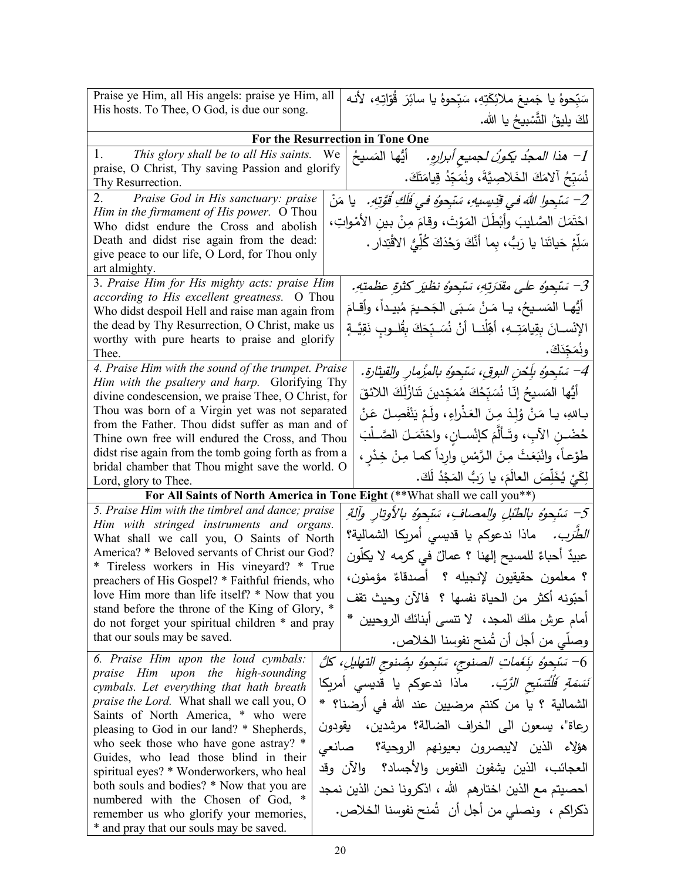| Praise ye Him, all His angels: praise ye Him, all His hosts. To Thee, O God, is due our song. | سَبّحوهُ يا جَميعَ ملائِكَتِهِ، سَبّحوهُ يا سائِرَ قُوّاتِهِ، لأنه لكَ يليقُ التَّسْبيحُ يا الله. |
|---|---|
| **For the Resurrection in Tone One** | |
| 1. *This glory shall be to all His saints.* We praise, O Christ, Thy saving Passion and glorify Thy Resurrection. | *1- هذا المجدُ يكونُ لجميعِ أبرارِهِ.* أيُّها المَسيحُ نُسَبّحُ آلامَكَ الخَلاصِيَّةَ، ونُمَجّدُ قِيامَتَكَ. |
| 2. *Praise God in His sanctuary: praise Him in the firmament of His power.* O Thou Who didst endure the Cross and abolish Death and didst rise again from the dead: give peace to our life, O Lord, for Thou only art almighty. | *2- سَبّحوا اللهَ في قِدِّيسيهِ، سَبّحوهُ في فَلَكِ قُوَّتِهِ.* يا مَنْ احْتَمَلَ الصَّليبَ وأبْطَلَ المَوْتَ، وقامَ مِنْ بينِ الأمْواتِ، سَلِّمْ حَياتَنا يا رَبُّ، بِما أنَّكَ وَحْدَكَ كُلِّيُّ الاقْتِدار. |
| 3. *Praise Him for His mighty acts: praise Him according to His excellent greatness.* O Thou Who didst despoil Hell and raise man again from the dead by Thy Resurrection, O Christ, make us worthy with pure hearts to praise and glorify Thee. | *3- سَبّحوهُ على مقدَرتِهِ، سَبّحوهُ نظيرَ كثرةِ عظمتِهِ.* أيُّها المَسيحُ، يا مَنْ سَبَى الجَحيمَ مُبيداً، وأقامَ الإنْسانَ بِقِيامَتِهِ، أهِّلْنا أنْ نُسَبِّحَكَ بِقُلوبٍ نَقِيَّةٍ ونُمَجِّدَكَ. |
| 4. *Praise Him with the sound of the trumpet. Praise Him with the psaltery and harp.* Glorifying Thy divine condescension, we praise Thee, O Christ, for Thou was born of a Virgin yet was not separated from the Father. Thou didst suffer as man and of Thine own free will endured the Cross, and Thou didst rise again from the tomb going forth as from a bridal chamber that Thou might save the world. O Lord, glory to Thee. | *4- سَبّحوهُ بِلَحْنِ البوقِ، سَبّحوهُ بالمِزْمارِ والقيثارة.* أيُّها المَسيحُ إنّا نُسَبِّحُكَ مُمَجِّدينَ تَنازُلَكَ اللائقَ باللهِ، يا مَنْ وُلِدَ مِنَ العَذْراءِ، ولَمْ يَنْفَصِلْ عَنْ حُضْنِ الآبِ، وتَألَّمَ كإنْسانٍ، واحْتَمَلَ الصَّلْبَ طوْعاً، وانْبَعَثَ مِنَ الرَّمْسِ وارِداً كما مِنْ خِدْرٍ، لِكَيْ يُخَلِّصَ العالَمَ، يا رَبُّ المَجْدُ لَكَ. |
| **For All Saints of North America in Tone Eight** (**What shall we call you**) | |
| 5. *Praise Him with the timbrel and dance; praise Him with stringed instruments and organs.* What shall we call you, O Saints of North America? * Beloved servants of Christ our God? * Tireless workers in His vineyard? * True preachers of His Gospel? * Faithful friends, who love Him more than life itself? * Now that you stand before the throne of the King of Glory, * do not forget your spiritual children * and pray that our souls may be saved. | *5- سَبّحوهُ بالطُبُلِ والمصافِ، سَبّحوهُ بالأوتارِ وآلةِ الطَّرَب.* ماذا ندعوكم يا قديسي أمريكا الشمالية؟ عبيدٌ أحباءٌ للمسيح إلهنا ؟ عمالٌ في كرمه لا يكلّون ؟ معلمون حقيقيون لإنجيله ؟ أصدقاءٌ مؤمنون، أحبّونه أكثر من الحياة نفسها ؟ فالآن وحيث تقف أمام عرش ملك المجد، لا تنسى أبنائك الروحيين * وصلّي من أجل أن تُمنح نفوسنا الخلاص. |
| 6. *Praise Him upon the loud cymbals: praise Him upon the high-sounding cymbals. Let everything that hath breath praise the Lord.* What shall we call you, O Saints of North America, * who were pleasing to God in our land? * Shepherds, who seek those who have gone astray? * Guides, who lead those blind in their spiritual eyes? * Wonderworkers, who heal both souls and bodies? * Now that you are numbered with the Chosen of God, * remember us who glorify your memories, * and pray that our souls may be saved. | *6- سَبّحوهُ بِنَغَماتِ الصنوجِ، سَبّحوهُ بِصُنوجِ التهليلِ، كلُّ نَسَمَةٍ فَلْتُسَبِّحِ الرَّبّ.* ماذا ندعوكم يا قديسي أمريكا الشمالية ؟ يا من كنتم مرضيين عند الله في أرضنا؟ * رعاة"، يسعون الى الخراف الضالة؟ مرشدين، يقودون هؤلاء الذين لايبصرون بعيونهم الروحية؟ صانعي العجائب، الذين يشفون النفوس والأجساد؟ والآن وقد احصيتم مع الذين اختارهم الله ، اذكرونا نحن الذين نمجد ذكراكم ، ونصلي من أجل أن تُمنح نفوسنا الخلاص. |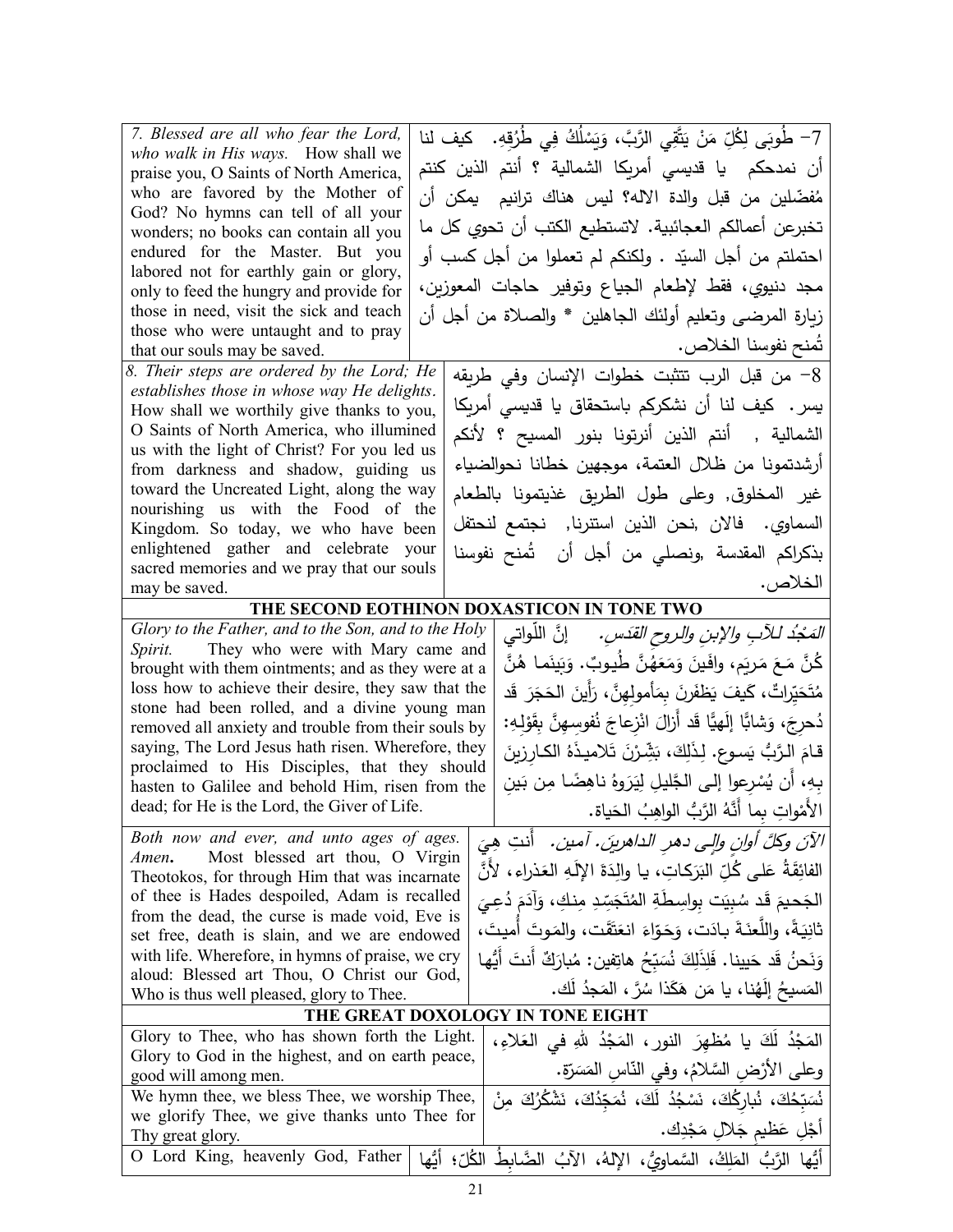| | |
|---|---|
| *7. Blessed are all who fear the Lord, who walk in His ways.* How shall we praise you, O Saints of North America, who are favored by the Mother of God? No hymns can tell of all your wonders; no books can contain all you endured for the Master. But you labored not for earthly gain or glory, only to feed the hungry and provide for those in need, visit the sick and teach those who were untaught and to pray that our souls may be saved. | 7- طُوبَى لِكُلِّ مَنْ يَتَّقِي الرَّبَّ، وَيَسْلُكُ فِي طُرُقِهِ. كيف لنا أن نمدحكم يا قديسي أمريكا الشمالية ؟ أنتم الذين كنتم مُفضّلين من قبل والدة الاله؟ ليس هناك ترانيم يمكن أن تخبرعن أعمالكم العجائبية. لاتستطيع الكتب أن تحوي كل ما احتملتم من أجل السيّد . ولكنكم لم تعملوا من أجل كسب أو مجد دنيوي، فقط لإطعام الجياع وتوفير حاجات المعوزين، زيارة المرضى وتعليم أولئك الجاهلين * والصلاة من أجل أن تُمنح نفوسنا الخلاص. |
| *8. Their steps are ordered by the Lord; He establishes those in whose way He delights.* How shall we worthily give thanks to you, O Saints of North America, who illumined us with the light of Christ? For you led us from darkness and shadow, guiding us toward the Uncreated Light, along the way nourishing us with the Food of the Kingdom. So today, we who have been enlightened gather and celebrate your sacred memories and we pray that our souls may be saved. | 8- من قبل الرب تتثبت خطوات الإنسان وفي طريقه يسر. كيف لنا أن نشكركم باستحقاق يا قديسي أمريكا الشمالية , أنتم الذين أنرتونا بنور المسيح ؟ لأنكم أرشدتمونا من ظلال العتمة، موجهين خطانا نحوالضياء غير المخلوق, وعلى طول الطريق غذيتمونا بالطعام السماوي. فالان ,نحن الذين استنرنا, نجتمع لنحتفل بذكراكم المقدسة ,ونصلي من أجل أن تُمنح نفوسنا الخلاص. |

## THE SECOND EOTHINON DOXASTICON IN TONE TWO

| | |
|---|---|
| *Glory to the Father, and to the Son, and to the Holy Spirit.* They who were with Mary came and brought with them ointments; and as they were at a loss how to achieve their desire, they saw that the stone had been rolled, and a divine young man removed all anxiety and trouble from their souls by saying, The Lord Jesus hath risen. Wherefore, they proclaimed to His Disciples, that they should hasten to Galilee and behold Him, risen from the dead; for He is the Lord, the Giver of Life. | *المَجْدُ للآبِ والإبنِ والروحِ القدَسِ.* إنَّ اللَّواتي كُنَّ مَعَ مَريَم، وافَينَ وَمَعَهُنَّ طُيوبٌ. وَبَينَما هُنَّ مُتَحَيِّراتٌ، كَيفَ يَظفَرنَ بِمَأمولِهِنَّ، رَأَينَ الحَجَرَ قَد دُحرِجَ، وَشابًّا إلَهِيًّا قَد أَزالَ انْزِعاجَ نُفوسِهِنَّ بِقَوْلِهِ: قامَ الرَّبُّ يَسوع. لِذَلِكَ، بَشَّرْنَ تَلاميذَهُ الكارِزينَ بِهِ، أَن يُسْرِعوا إلى الجَّليلِ لِيَرَوهُ ناهِضًا مِن بَينِ الأَمْواتِ بِما أَنَّهُ الرَّبُّ الواهِبُ الحَياة. |
| *Both now and ever, and unto ages of ages. Amen.* Most blessed art thou, O Virgin Theotokos, for through Him that was incarnate of thee is Hades despoiled, Adam is recalled from the dead, the curse is made void, Eve is set free, death is slain, and we are endowed with life. Wherefore, in hymns of praise, we cry aloud: Blessed art Thou, O Christ our God, Who is thus well pleased, glory to Thee. | *الآنَ وكلَّ أوانٍ وإلى دهرِ الداهرينَ. آمين.* أنتِ هِيَ الفائِقَةُ عَلى كُلِّ البَرَكاتِ، يا والِدَةَ الإِلَهِ العَذراء، لأَنَّ الجَحيمَ قَد سُبِيَت بِواسِطَةِ المُتَجَسِّدِ مِنكِ، وَآدَمَ دُعِيَ ثانِيَةً، واللَّعنَةَ بادَت، وَحَوّاءَ انعَتَقَت، والمَوتَ أُميتَ، وَنَحنُ قَد حَيينا. فَلِذَلِكَ نُسَبِّحُ هاتِفين: مُبارَكٌ أَنتَ أَيُّها المَسيحُ إلَهُنا، يا مَن هَكَذا سُرَّ، المَجدُ لَك. |

## THE GREAT DOXOLOGY IN TONE EIGHT

| | |
|---|---|
| Glory to Thee, who has shown forth the Light. Glory to God in the highest, and on earth peace, good will among men. | المَجْدُ لَكَ يا مُظهِرَ النور، المَجْدُ للهِ في العَلاءِ، وعلى الأرْضِ السَّلامُ، وفي النَّاسِ المَسَرّة. |
| We hymn thee, we bless Thee, we worship Thee, we glorify Thee, we give thanks unto Thee for Thy great glory. | نُسَبِّحُكَ، نُبارِكُكَ، نَسْجُدُ لَكَ، نُمَجِّدُكَ، نَشْكُرُكَ مِنْ أجْلِ عَظيمِ جَلالِ مَجْدِك. |
| O Lord King, heavenly God, Father | أيُّها الرَّبُّ المَلِكُ، السَّماويُّ، الإلهُ، الآبُ الضَّابِطُ الكُلّ؛ أيُّها |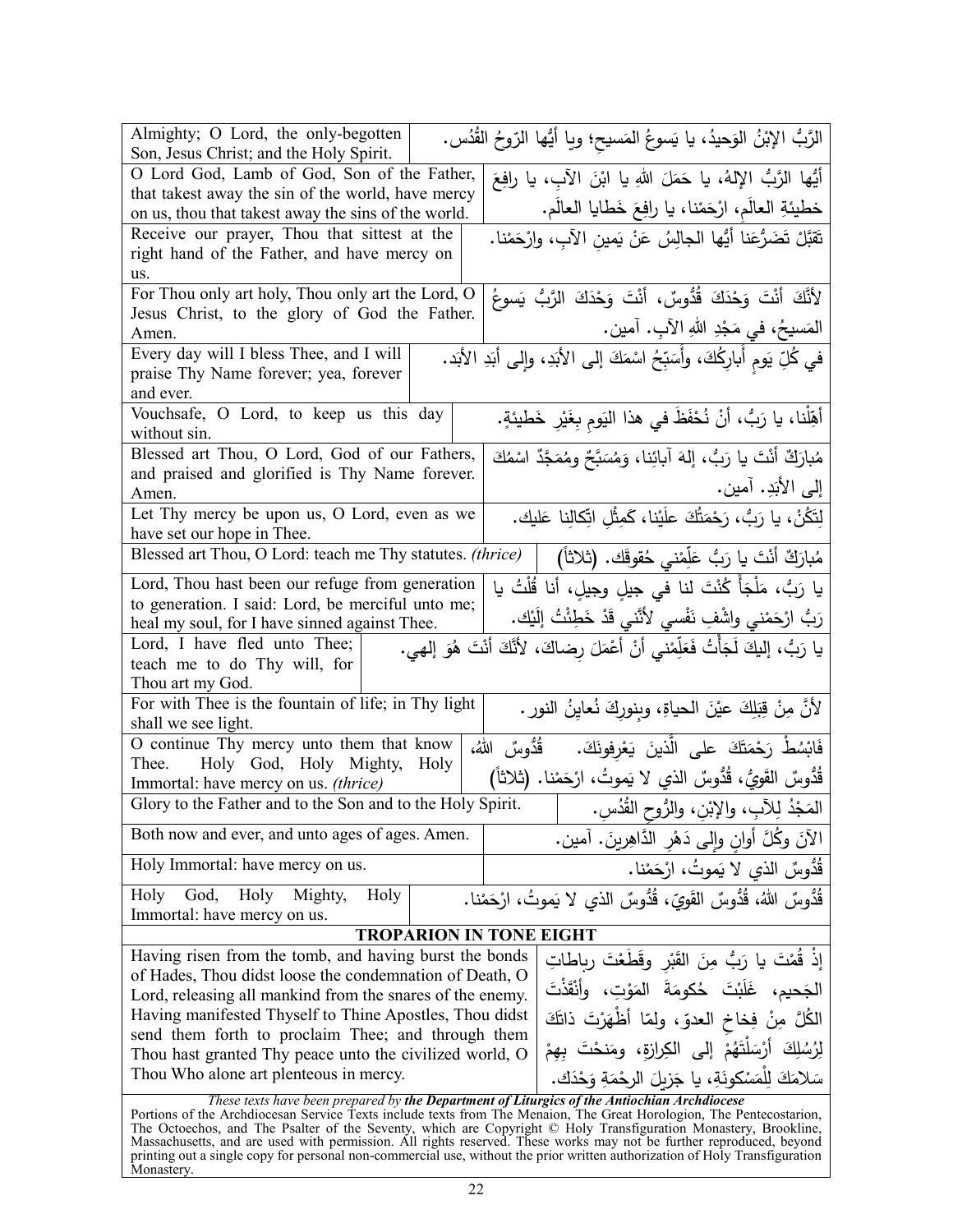| | |
|---|---|
| Almighty; O Lord, the only-begotten Son, Jesus Christ; and the Holy Spirit. | الرَّبُّ الإبْنُ الوَحيدُ، يا يَسوعُ المَسيحِ؛ ويا أيُّها الرّوحُ القُدُس. |
| O Lord God, Lamb of God, Son of the Father, that takest away the sin of the world, have mercy on us, thou that takest away the sins of the world. | أيُّها الرَّبُّ الإلهُ، يا حَمَلَ اللهِ يا ابْنَ الآبِ، يا رافِعَ خطيئةِ العالَمِ، ارْحَمْنا، يا رافِعَ خَطايا العالَم. |
| Receive our prayer, Thou that sittest at the right hand of the Father, and have mercy on us. | تَقَبَّلْ تَضَرُّعَنا أيُّها الجالِسُ عَنْ يَمينِ الآبِ، وارْحَمْنا. |
| For Thou only art holy, Thou only art the Lord, O Jesus Christ, to the glory of God the Father. Amen. | لأَنَّكَ أنْتَ وَحْدَكَ قُدُّوسٌ، أنْتَ وَحْدَكَ الرَّبُّ يَسوعُ المَسيحُ، في مَجْدِ اللهِ الآبِ. آمين. |
| Every day will I bless Thee, and I will praise Thy Name forever; yea, forever and ever. | في كُلِّ يَومٍ أُبارِكُكَ، وأُسَبِّحُ اسْمَكَ إلى الأبَدِ، وإلى أبَدِ الأبَد. |
| Vouchsafe, O Lord, to keep us this day without sin. | أَهِّلْنا، يا رَبُّ، أنْ نُحْفَظَ في هذا اليَومِ بِغَيْرِ خَطيئةٍ. |
| Blessed art Thou, O Lord, God of our Fathers, and praised and glorified is Thy Name forever. Amen. | مُبارَكٌ أنْتَ يا رَبُّ، إلهَ آبائِنا، وَمُسَبَّحٌ ومُمَجَّدٌ اسْمُكَ إلى الأبَدِ. آمين. |
| Let Thy mercy be upon us, O Lord, even as we have set our hope in Thee. | لِتَكُنْ، يا رَبُّ، رَحْمَتُكَ علَيْنا، كَمِثْلِ اتِّكالِنا عَليك. |
| Blessed art Thou, O Lord: teach me Thy statutes. *(thrice)* | مُبارَكٌ أنْتَ يا رَبُّ عَلِّمْني حُقوقَك. (ثلاثاً) |
| Lord, Thou hast been our refuge from generation to generation. I said: Lord, be merciful unto me; heal my soul, for I have sinned against Thee. | يا رَبُّ، مَلْجَأً كُنْتَ لنا في جيلٍ وجيلٍ، أنا قُلْتُ يا رَبُّ ارْحَمْني واشْفِ نَفْسي لأَنَّني قَدْ خَطِئْتُ إلَيْك. |
| Lord, I have fled unto Thee; teach me to do Thy will, for Thou art my God. | يا رَبُّ، إليكَ لَجَأْتُ فَعَلِّمْني أنْ أعْمَلَ رِضاكَ، لأنَّكَ أنْتَ هُوَ إلهي. |
| For with Thee is the fountain of life; in Thy light shall we see light. | لأَنَّ مِنْ قِبَلِكَ عيْنَ الحياةِ، وبنورِكَ نُعاينُ النور. |
| O continue Thy mercy unto them that know Thee. Holy God, Holy Mighty, Holy Immortal: have mercy on us. *(thrice)* | فَابْسُطْ رَحْمَتَكَ على الَّذينَ يَعْرِفونَكَ. قُدُّوسٌ اللهُ، قُدُّوسٌ القَوِيُّ، قُدُّوسٌ الذي لا يَموتُ، ارْحَمْنا. (ثلاثاً) |
| Glory to the Father and to the Son and to the Holy Spirit. | المَجْدُ لِلآبِ، والإبْنِ، والرُّوحِ القُدُسِ. |
| Both now and ever, and unto ages of ages. Amen. | الآنَ وكُلَّ أوانٍ وإلى دَهْرِ الدَّاهِرينَ. آمين. |
| Holy Immortal: have mercy on us. | قُدُّوسٌ الذي لا يَموتُ، ارْحَمْنا. |
| Holy God, Holy Mighty, Holy Immortal: have mercy on us. | قُدُّوسٌ اللهُ، قُدُّوسٌ القَوِيّ، قُدُّوسٌ الذي لا يَموتُ، ارْحَمْنا. |
| **TROPARION IN TONE EIGHT** | |
| Having risen from the tomb, and having burst the bonds of Hades, Thou didst loose the condemnation of Death, O Lord, releasing all mankind from the snares of the enemy. Having manifested Thyself to Thine Apostles, Thou didst send them forth to proclaim Thee; and through them Thou hast granted Thy peace unto the civilized world, O Thou Who alone art plenteous in mercy. | إذْ قُمْتَ يا رَبُّ مِنَ القَبْرِ وقَطَعْتَ رباطاتِ الجَحيم، غَلَبْتَ حُكومَةَ المَوْتِ، وأنْقَذْتَ الكُلَّ مِنْ فِخاخِ العدوّ، ولمّا أظْهَرْتَ ذاتَكَ لِرُسُلِكَ أرْسَلْتَهُمْ إلى الكِرازةِ، ومَنَحْتَ بِهِمْ سَلامَكَ لِلْمَسْكونَةِ، يا جَزيلَ الرحْمَةِ وَحْدَكَ. |

*These texts have been prepared by* ***the Department of Liturgics of the Antiochian Archdiocese***

Portions of the Archdiocesan Service Texts include texts from The Menaion, The Great Horologion, The Pentecostarion, The Octoechos, and The Psalter of the Seventy, which are Copyright © Holy Transfiguration Monastery, Brookline, Massachusetts, and are used with permission. All rights reserved. These works may not be further reproduced, beyond printing out a single copy for personal non-commercial use, without the prior written authorization of Holy Transfiguration Monastery.